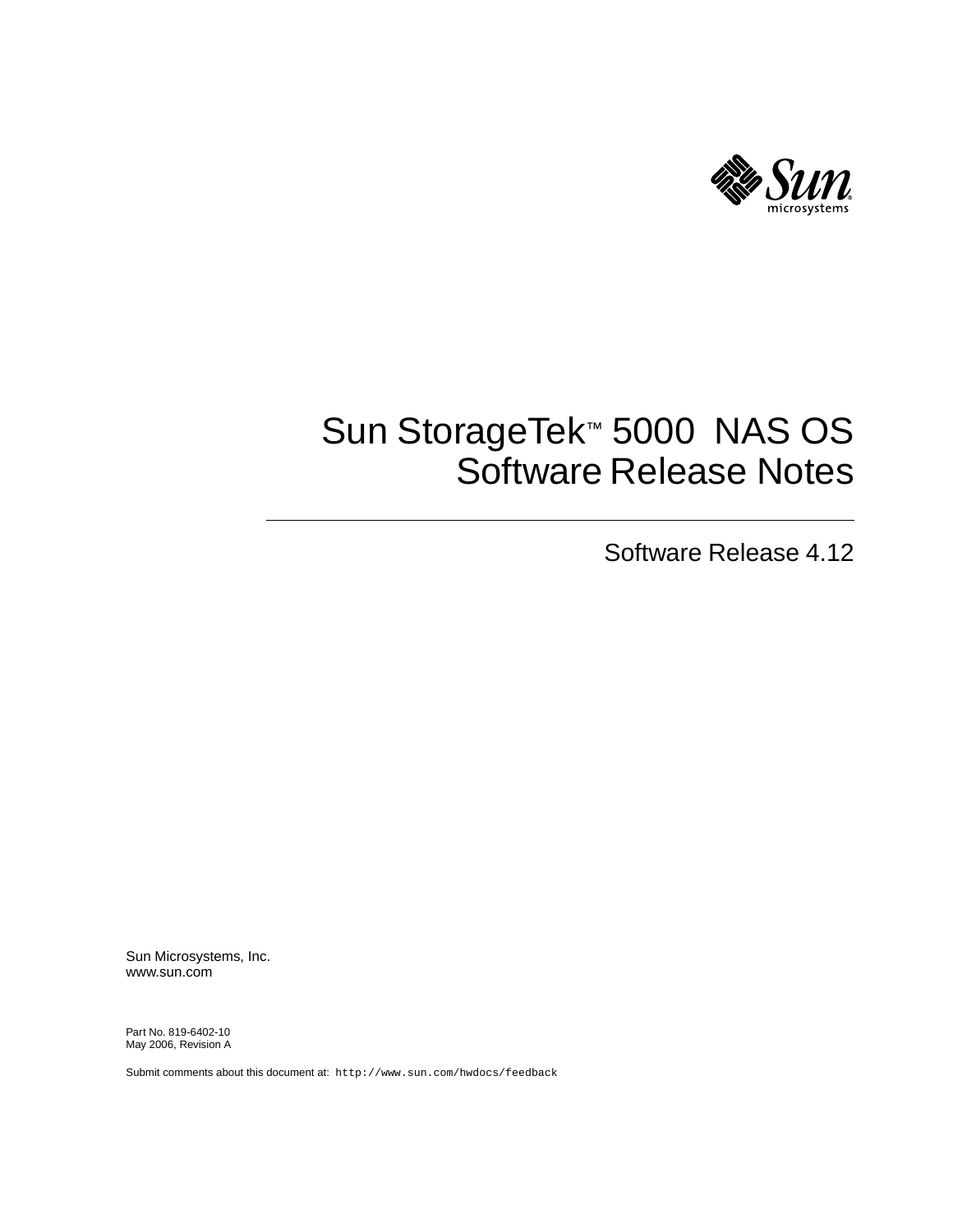# Sun StorageTek™ 5000 NAS OS Software Release Notes

Software Release 4.12

Sun Microsystems, Inc.
www.sun.com

Part No. 819-6402-10
May 2006, Revision A

Submit comments about this document at: `http://www.sun.com/hwdocs/feedback`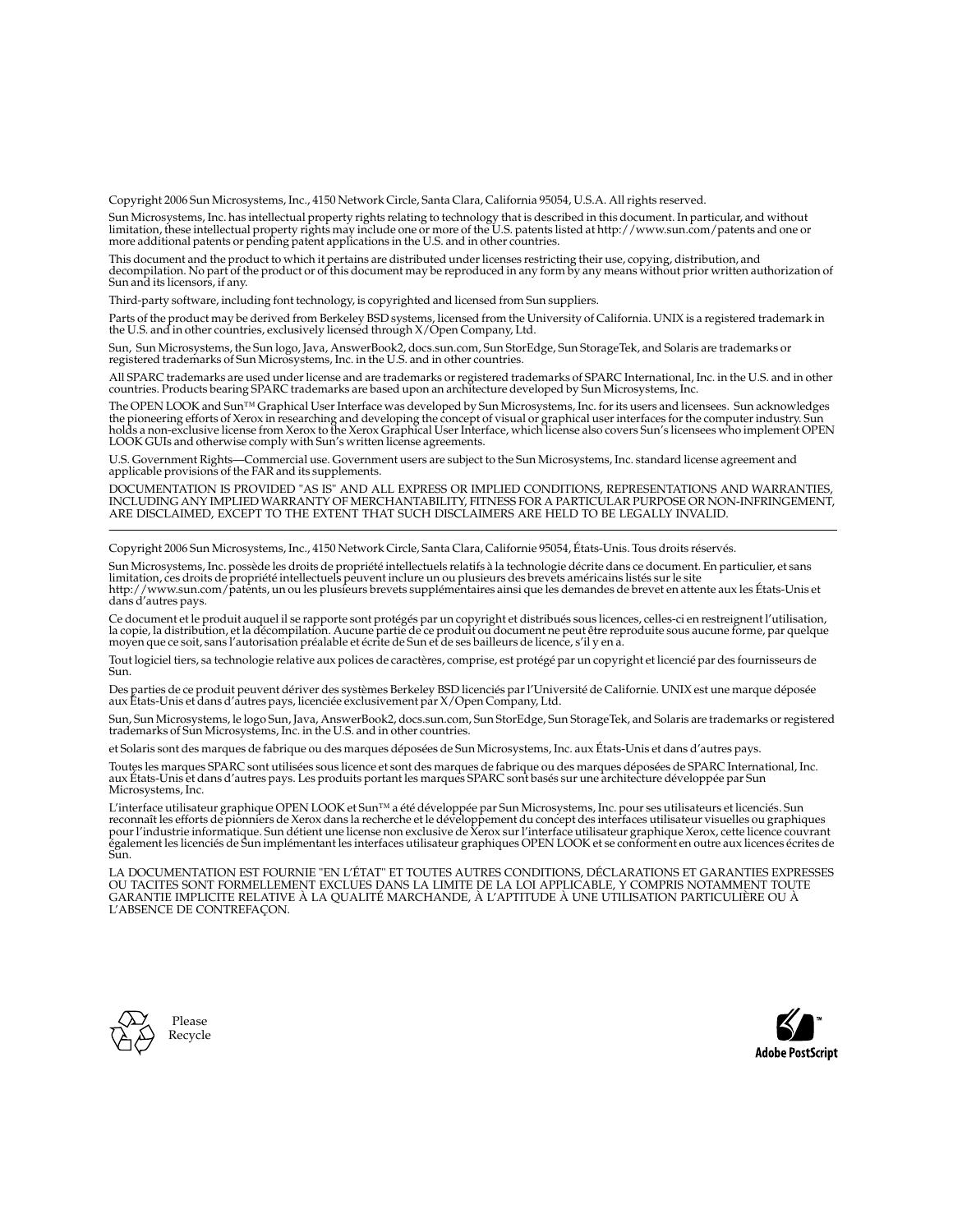Copyright 2006 Sun Microsystems, Inc., 4150 Network Circle, Santa Clara, California 95054, U.S.A. All rights reserved.

Sun Microsystems, Inc. has intellectual property rights relating to technology that is described in this document. In particular, and without limitation, these intellectual property rights may include one or more of the U.S. patents listed at http://www.sun.com/patents and one or more additional patents or pending patent applications in the U.S. and in other countries.

This document and the product to which it pertains are distributed under licenses restricting their use, copying, distribution, and decompilation. No part of the product or of this document may be reproduced in any form by any means without prior written authorization of Sun and its licensors, if any.

Third-party software, including font technology, is copyrighted and licensed from Sun suppliers.

Parts of the product may be derived from Berkeley BSD systems, licensed from the University of California. UNIX is a registered trademark in the U.S. and in other countries, exclusively licensed through X/Open Company, Ltd.

Sun, Sun Microsystems, the Sun logo, Java, AnswerBook2, docs.sun.com, Sun StorEdge, Sun StorageTek, and Solaris are trademarks or registered trademarks of Sun Microsystems, Inc. in the U.S. and in other countries.

All SPARC trademarks are used under license and are trademarks or registered trademarks of SPARC International, Inc. in the U.S. and in other countries. Products bearing SPARC trademarks are based upon an architecture developed by Sun Microsystems, Inc.

The OPEN LOOK and Sun™ Graphical User Interface was developed by Sun Microsystems, Inc. for its users and licensees. Sun acknowledges the pioneering efforts of Xerox in researching and developing the concept of visual or graphical user interfaces for the computer industry. Sun holds a non-exclusive license from Xerox to the Xerox Graphical User Interface, which license also covers Sun's licensees who implement OPEN LOOK GUIs and otherwise comply with Sun's written license agreements.

U.S. Government Rights—Commercial use. Government users are subject to the Sun Microsystems, Inc. standard license agreement and applicable provisions of the FAR and its supplements.

DOCUMENTATION IS PROVIDED "AS IS" AND ALL EXPRESS OR IMPLIED CONDITIONS, REPRESENTATIONS AND WARRANTIES, INCLUDING ANY IMPLIED WARRANTY OF MERCHANTABILITY, FITNESS FOR A PARTICULAR PURPOSE OR NON-INFRINGEMENT, ARE DISCLAIMED, EXCEPT TO THE EXTENT THAT SUCH DISCLAIMERS ARE HELD TO BE LEGALLY INVALID.

---

Copyright 2006 Sun Microsystems, Inc., 4150 Network Circle, Santa Clara, Californie 95054, États-Unis. Tous droits réservés.

Sun Microsystems, Inc. possède les droits de propriété intellectuels relatifs à la technologie décrite dans ce document. En particulier, et sans limitation, ces droits de propriété intellectuels peuvent inclure un ou plusieurs des brevets américains listés sur le site http://www.sun.com/patents, un ou les plusieurs brevets supplémentaires ainsi que les demandes de brevet en attente aux les États-Unis et dans d'autres pays.

Ce document et le produit auquel il se rapporte sont protégés par un copyright et distribués sous licences, celles-ci en restreignent l'utilisation, la copie, la distribution, et la décompilation. Aucune partie de ce produit ou document ne peut être reproduite sous aucune forme, par quelque moyen que ce soit, sans l'autorisation préalable et écrite de Sun et de ses bailleurs de licence, s'il y en a.

Tout logiciel tiers, sa technologie relative aux polices de caractères, comprise, est protégé par un copyright et licencié par des fournisseurs de Sun.

Des parties de ce produit peuvent dériver des systèmes Berkeley BSD licenciés par l'Université de Californie. UNIX est une marque déposée aux États-Unis et dans d'autres pays, licenciée exclusivement par X/Open Company, Ltd.

Sun, Sun Microsystems, le logo Sun, Java, AnswerBook2, docs.sun.com, Sun StorEdge, Sun StorageTek, and Solaris are trademarks or registered trademarks of Sun Microsystems, Inc. in the U.S. and in other countries.

et Solaris sont des marques de fabrique ou des marques déposées de Sun Microsystems, Inc. aux États-Unis et dans d'autres pays.

Toutes les marques SPARC sont utilisées sous licence et sont des marques de fabrique ou des marques déposées de SPARC International, Inc. aux États-Unis et dans d'autres pays. Les produits portant les marques SPARC sont basés sur une architecture développée par Sun Microsystems, Inc.

L'interface utilisateur graphique OPEN LOOK et Sun™ a été développée par Sun Microsystems, Inc. pour ses utilisateurs et licenciés. Sun reconnaît les efforts de pionniers de Xerox dans la recherche et le développement du concept des interfaces utilisateur visuelles ou graphiques pour l'industrie informatique. Sun détient une license non exclusive de Xerox sur l'interface utilisateur graphique Xerox, cette licence couvrant également les licenciés de Sun implémentant les interfaces utilisateur graphiques OPEN LOOK et se conforment en outre aux licences écrites de Sun.

LA DOCUMENTATION EST FOURNIE "EN L'ÉTAT" ET TOUTES AUTRES CONDITIONS, DÉCLARATIONS ET GARANTIES EXPRESSES OU TACITES SONT FORMELLEMENT EXCLUES DANS LA LIMITE DE LA LOI APPLICABLE, Y COMPRIS NOTAMMENT TOUTE GARANTIE IMPLICITE RELATIVE À LA QUALITÉ MARCHANDE, À L'APTITUDE À UNE UTILISATION PARTICULIÈRE OU À L'ABSENCE DE CONTREFAÇON.

Please
Recycle

Adobe PostScript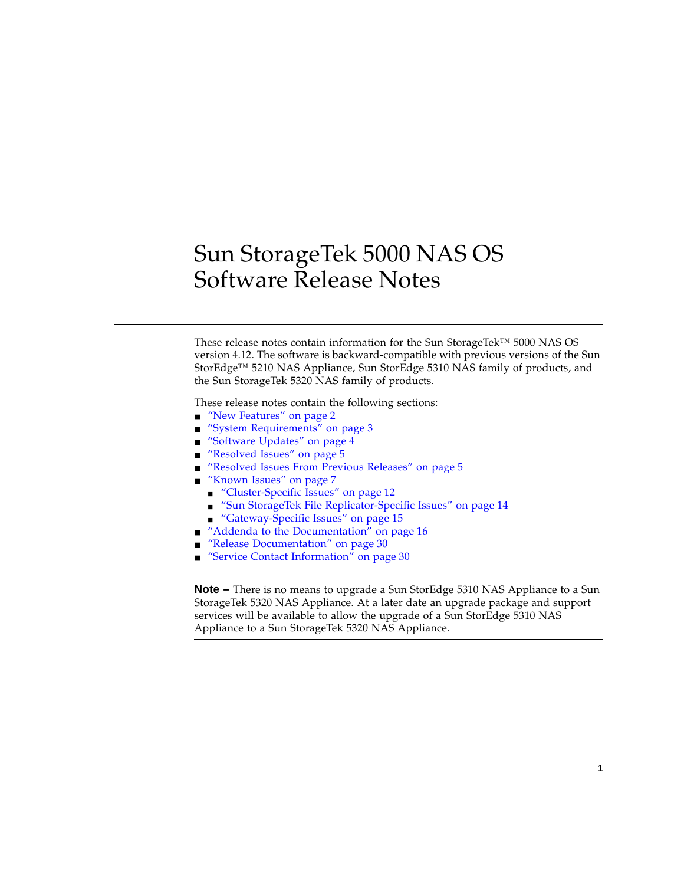# Sun StorageTek 5000 NAS OS Software Release Notes

These release notes contain information for the Sun StorageTek™ 5000 NAS OS version 4.12. The software is backward-compatible with previous versions of the Sun StorEdge™ 5210 NAS Appliance, Sun StorEdge 5310 NAS family of products, and the Sun StorageTek 5320 NAS family of products.

These release notes contain the following sections:

- "New Features" on page 2
- "System Requirements" on page 3
- "Software Updates" on page 4
- "Resolved Issues" on page 5
- "Resolved Issues From Previous Releases" on page 5
- "Known Issues" on page 7
  - "Cluster-Specific Issues" on page 12
  - "Sun StorageTek File Replicator-Specific Issues" on page 14
  - "Gateway-Specific Issues" on page 15
- "Addenda to the Documentation" on page 16
- "Release Documentation" on page 30
- "Service Contact Information" on page 30

---

**Note –** There is no means to upgrade a Sun StorEdge 5310 NAS Appliance to a Sun StorageTek 5320 NAS Appliance. At a later date an upgrade package and support services will be available to allow the upgrade of a Sun StorEdge 5310 NAS Appliance to a Sun StorageTek 5320 NAS Appliance.

---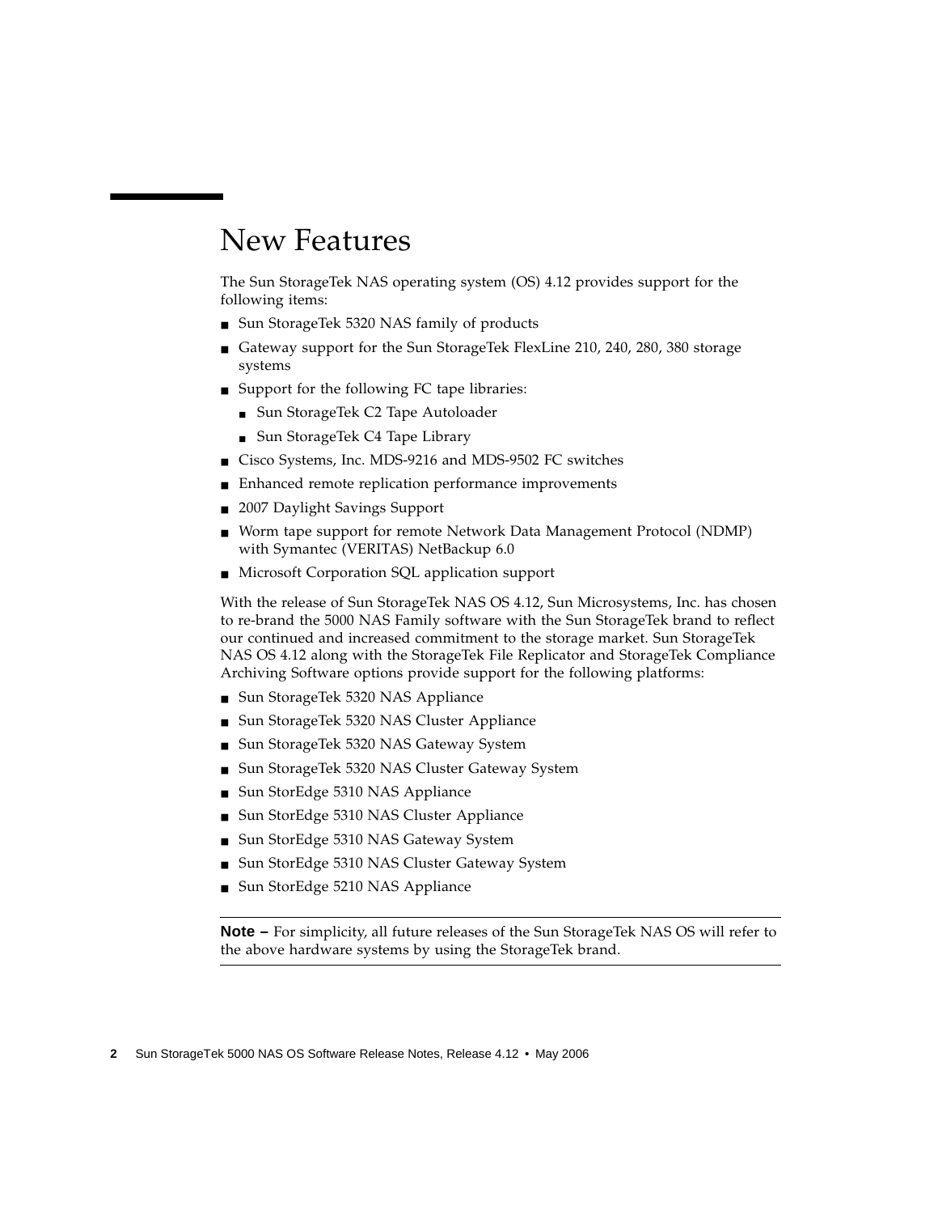# New Features

The Sun StorageTek NAS operating system (OS) 4.12 provides support for the following items:

- Sun StorageTek 5320 NAS family of products
- Gateway support for the Sun StorageTek FlexLine 210, 240, 280, 380 storage systems
- Support for the following FC tape libraries:
  - Sun StorageTek C2 Tape Autoloader
  - Sun StorageTek C4 Tape Library
- Cisco Systems, Inc. MDS-9216 and MDS-9502 FC switches
- Enhanced remote replication performance improvements
- 2007 Daylight Savings Support
- Worm tape support for remote Network Data Management Protocol (NDMP) with Symantec (VERITAS) NetBackup 6.0
- Microsoft Corporation SQL application support

With the release of Sun StorageTek NAS OS 4.12, Sun Microsystems, Inc. has chosen to re-brand the 5000 NAS Family software with the Sun StorageTek brand to reflect our continued and increased commitment to the storage market. Sun StorageTek NAS OS 4.12 along with the StorageTek File Replicator and StorageTek Compliance Archiving Software options provide support for the following platforms:

- Sun StorageTek 5320 NAS Appliance
- Sun StorageTek 5320 NAS Cluster Appliance
- Sun StorageTek 5320 NAS Gateway System
- Sun StorageTek 5320 NAS Cluster Gateway System
- Sun StorEdge 5310 NAS Appliance
- Sun StorEdge 5310 NAS Cluster Appliance
- Sun StorEdge 5310 NAS Gateway System
- Sun StorEdge 5310 NAS Cluster Gateway System
- Sun StorEdge 5210 NAS Appliance

---

**Note –** For simplicity, all future releases of the Sun StorageTek NAS OS will refer to the above hardware systems by using the StorageTek brand.

---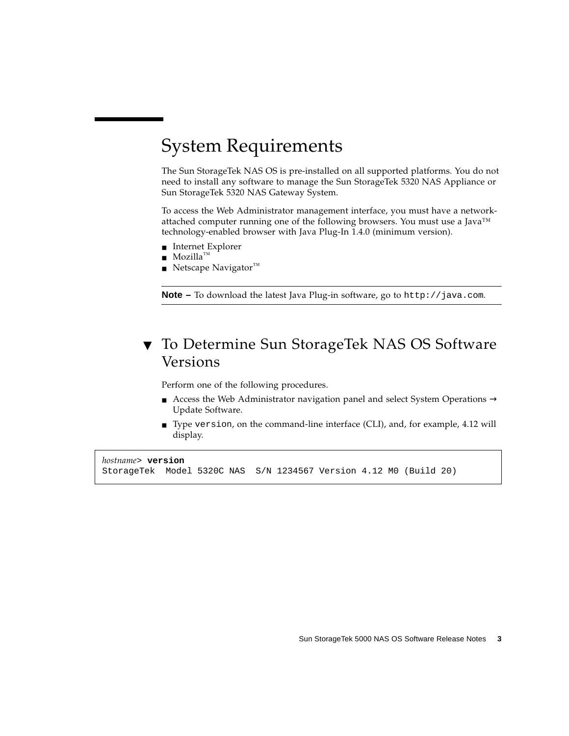# System Requirements

The Sun StorageTek NAS OS is pre-installed on all supported platforms. You do not need to install any software to manage the Sun StorageTek 5320 NAS Appliance or Sun StorageTek 5320 NAS Gateway System.

To access the Web Administrator management interface, you must have a network-attached computer running one of the following browsers. You must use a Java™ technology-enabled browser with Java Plug-In 1.4.0 (minimum version).

- Internet Explorer
- Mozilla™
- Netscape Navigator™

---

**Note –** To download the latest Java Plug-in software, go to `http://java.com`.

---

## To Determine Sun StorageTek NAS OS Software Versions

Perform one of the following procedures.

- Access the Web Administrator navigation panel and select System Operations → Update Software.
- Type `version`, on the command-line interface (CLI), and, for example, 4.12 will display.

```
hostname> version
StorageTek  Model 5320C NAS  S/N 1234567 Version 4.12 M0 (Build 20)
```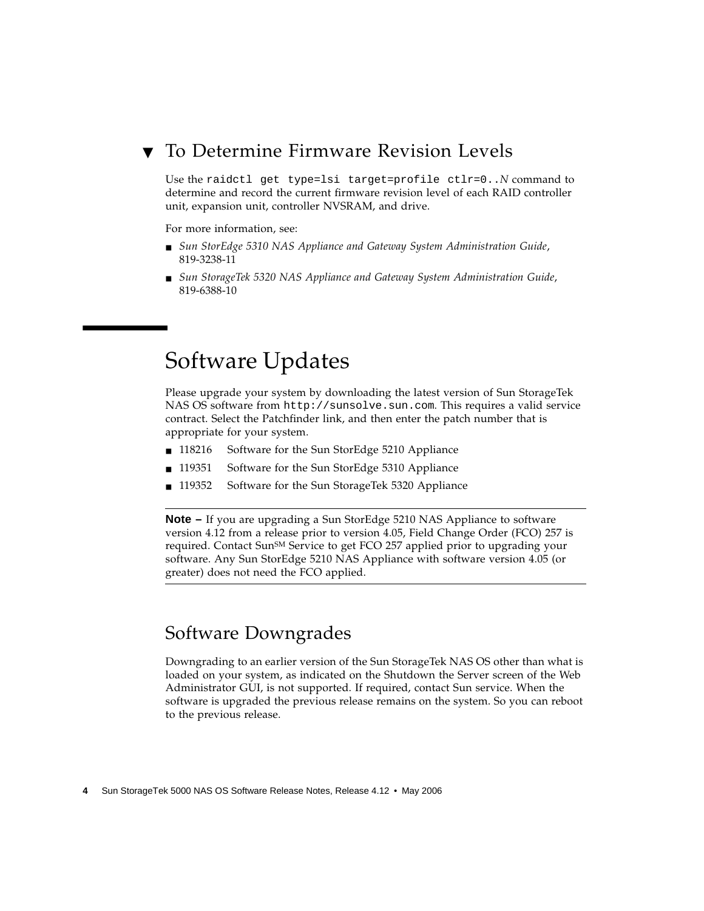### ▼ To Determine Firmware Revision Levels

Use the `raidctl get type=lsi target=profile ctlr=0..`*N* command to determine and record the current firmware revision level of each RAID controller unit, expansion unit, controller NVSRAM, and drive.

For more information, see:

- *Sun StorEdge 5310 NAS Appliance and Gateway System Administration Guide*, 819-3238-11
- *Sun StorageTek 5320 NAS Appliance and Gateway System Administration Guide*, 819-6388-10

# Software Updates

Please upgrade your system by downloading the latest version of Sun StorageTek NAS OS software from `http://sunsolve.sun.com`. This requires a valid service contract. Select the Patchfinder link, and then enter the patch number that is appropriate for your system.

- 118216 Software for the Sun StorEdge 5210 Appliance
- 119351 Software for the Sun StorEdge 5310 Appliance
- 119352 Software for the Sun StorageTek 5320 Appliance

---

**Note –** If you are upgrading a Sun StorEdge 5210 NAS Appliance to software version 4.12 from a release prior to version 4.05, Field Change Order (FCO) 257 is required. Contact Sun[SM] Service to get FCO 257 applied prior to upgrading your software. Any Sun StorEdge 5210 NAS Appliance with software version 4.05 (or greater) does not need the FCO applied.

---

## Software Downgrades

Downgrading to an earlier version of the Sun StorageTek NAS OS other than what is loaded on your system, as indicated on the Shutdown the Server screen of the Web Administrator GUI, is not supported. If required, contact Sun service. When the software is upgraded the previous release remains on the system. So you can reboot to the previous release.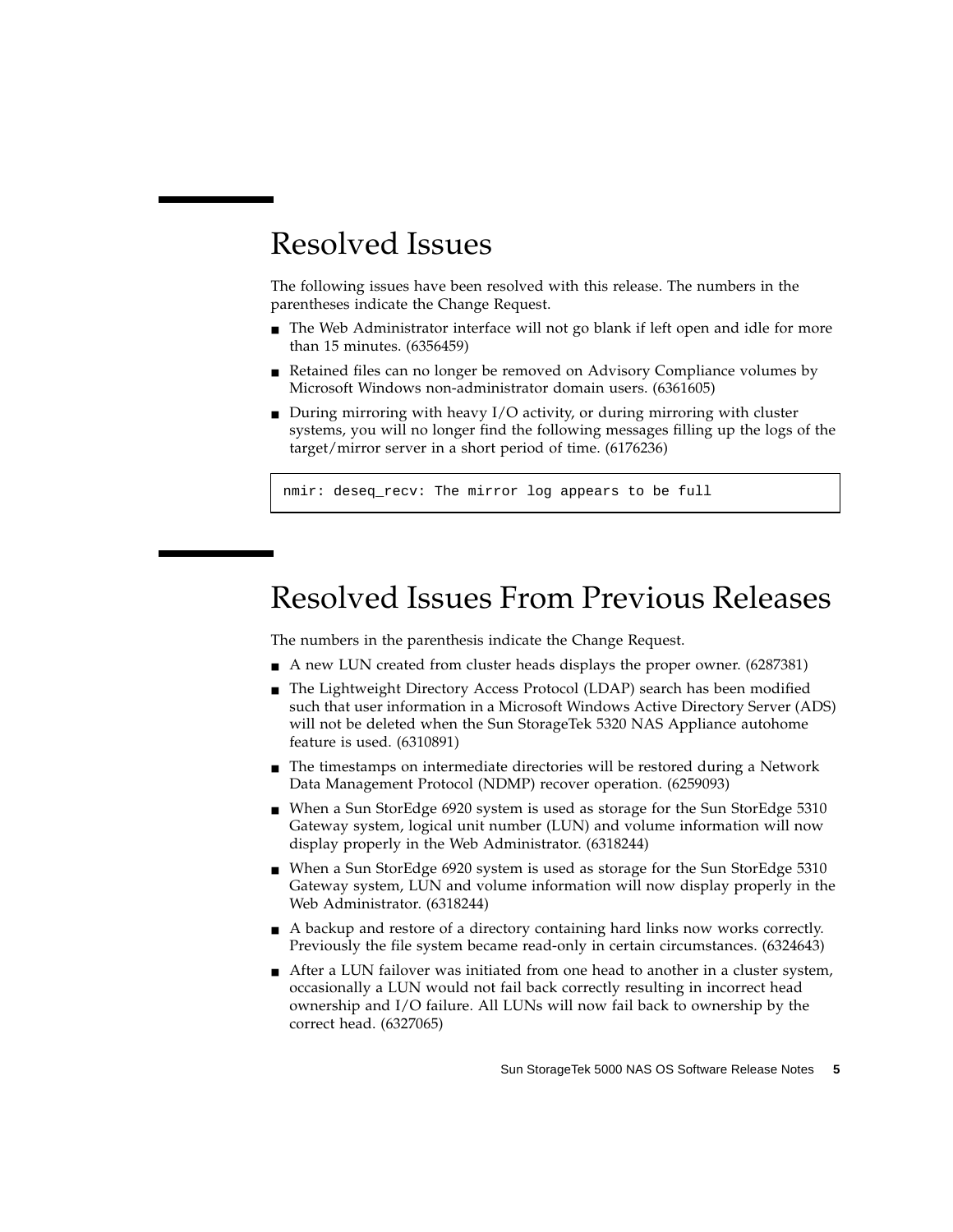# Resolved Issues

The following issues have been resolved with this release. The numbers in the parentheses indicate the Change Request.

- The Web Administrator interface will not go blank if left open and idle for more than 15 minutes. (6356459)
- Retained files can no longer be removed on Advisory Compliance volumes by Microsoft Windows non-administrator domain users. (6361605)
- During mirroring with heavy I/O activity, or during mirroring with cluster systems, you will no longer find the following messages filling up the logs of the target/mirror server in a short period of time. (6176236)

```
nmir: deseq_recv: The mirror log appears to be full
```

# Resolved Issues From Previous Releases

The numbers in the parenthesis indicate the Change Request.

- A new LUN created from cluster heads displays the proper owner. (6287381)
- The Lightweight Directory Access Protocol (LDAP) search has been modified such that user information in a Microsoft Windows Active Directory Server (ADS) will not be deleted when the Sun StorageTek 5320 NAS Appliance autohome feature is used. (6310891)
- The timestamps on intermediate directories will be restored during a Network Data Management Protocol (NDMP) recover operation. (6259093)
- When a Sun StorEdge 6920 system is used as storage for the Sun StorEdge 5310 Gateway system, logical unit number (LUN) and volume information will now display properly in the Web Administrator. (6318244)
- When a Sun StorEdge 6920 system is used as storage for the Sun StorEdge 5310 Gateway system, LUN and volume information will now display properly in the Web Administrator. (6318244)
- A backup and restore of a directory containing hard links now works correctly. Previously the file system became read-only in certain circumstances. (6324643)
- After a LUN failover was initiated from one head to another in a cluster system, occasionally a LUN would not fail back correctly resulting in incorrect head ownership and I/O failure. All LUNs will now fail back to ownership by the correct head. (6327065)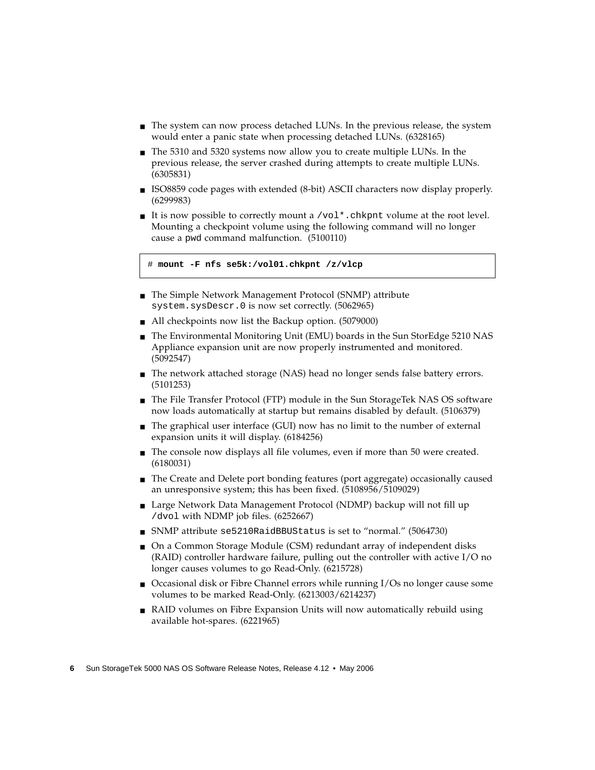- The system can now process detached LUNs. In the previous release, the system would enter a panic state when processing detached LUNs. (6328165)
- The 5310 and 5320 systems now allow you to create multiple LUNs. In the previous release, the server crashed during attempts to create multiple LUNs. (6305831)
- ISO8859 code pages with extended (8-bit) ASCII characters now display properly. (6299983)
- It is now possible to correctly mount a `/vol*.chkpnt` volume at the root level. Mounting a checkpoint volume using the following command will no longer cause a `pwd` command malfunction. (5100110)

```
# mount -F nfs se5k:/vol01.chkpnt /z/vlcp
```

- The Simple Network Management Protocol (SNMP) attribute `system.sysDescr.0` is now set correctly. (5062965)
- All checkpoints now list the Backup option. (5079000)
- The Environmental Monitoring Unit (EMU) boards in the Sun StorEdge 5210 NAS Appliance expansion unit are now properly instrumented and monitored. (5092547)
- The network attached storage (NAS) head no longer sends false battery errors. (5101253)
- The File Transfer Protocol (FTP) module in the Sun StorageTek NAS OS software now loads automatically at startup but remains disabled by default. (5106379)
- The graphical user interface (GUI) now has no limit to the number of external expansion units it will display. (6184256)
- The console now displays all file volumes, even if more than 50 were created. (6180031)
- The Create and Delete port bonding features (port aggregate) occasionally caused an unresponsive system; this has been fixed. (5108956/5109029)
- Large Network Data Management Protocol (NDMP) backup will not fill up `/dvol` with NDMP job files. (6252667)
- SNMP attribute `se5210RaidBBUStatus` is set to "normal." (5064730)
- On a Common Storage Module (CSM) redundant array of independent disks (RAID) controller hardware failure, pulling out the controller with active I/O no longer causes volumes to go Read-Only. (6215728)
- Occasional disk or Fibre Channel errors while running I/Os no longer cause some volumes to be marked Read-Only. (6213003/6214237)
- RAID volumes on Fibre Expansion Units will now automatically rebuild using available hot-spares. (6221965)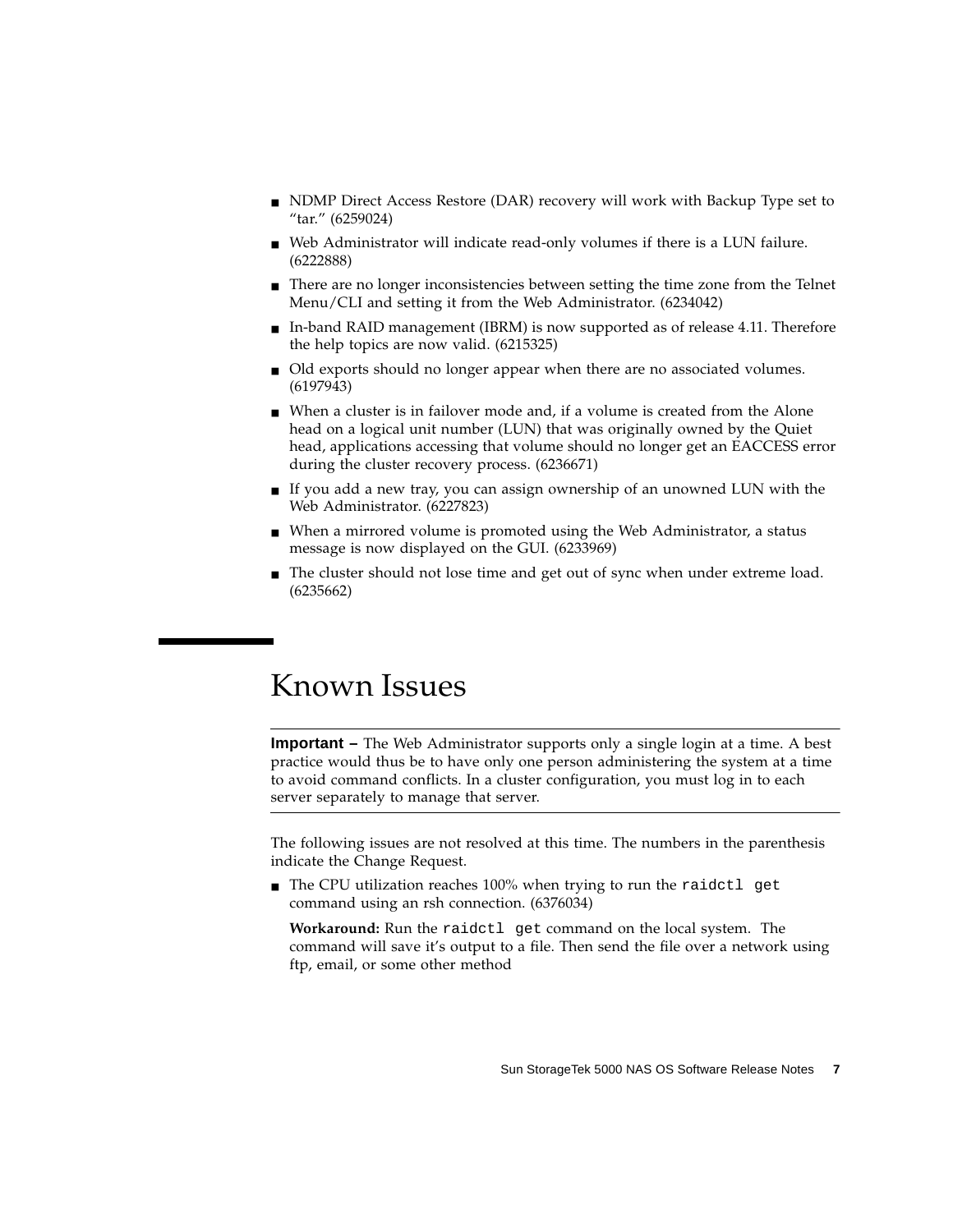- NDMP Direct Access Restore (DAR) recovery will work with Backup Type set to "tar." (6259024)
- Web Administrator will indicate read-only volumes if there is a LUN failure. (6222888)
- There are no longer inconsistencies between setting the time zone from the Telnet Menu/CLI and setting it from the Web Administrator. (6234042)
- In-band RAID management (IBRM) is now supported as of release 4.11. Therefore the help topics are now valid. (6215325)
- Old exports should no longer appear when there are no associated volumes. (6197943)
- When a cluster is in failover mode and, if a volume is created from the Alone head on a logical unit number (LUN) that was originally owned by the Quiet head, applications accessing that volume should no longer get an EACCESS error during the cluster recovery process. (6236671)
- If you add a new tray, you can assign ownership of an unowned LUN with the Web Administrator. (6227823)
- When a mirrored volume is promoted using the Web Administrator, a status message is now displayed on the GUI. (6233969)
- The cluster should not lose time and get out of sync when under extreme load. (6235662)

# Known Issues

---

**Important –** The Web Administrator supports only a single login at a time. A best practice would thus be to have only one person administering the system at a time to avoid command conflicts. In a cluster configuration, you must log in to each server separately to manage that server.

---

The following issues are not resolved at this time. The numbers in the parenthesis indicate the Change Request.

- The CPU utilization reaches 100% when trying to run the `raidctl get` command using an rsh connection. (6376034)

  **Workaround:** Run the `raidctl get` command on the local system. The command will save it's output to a file. Then send the file over a network using ftp, email, or some other method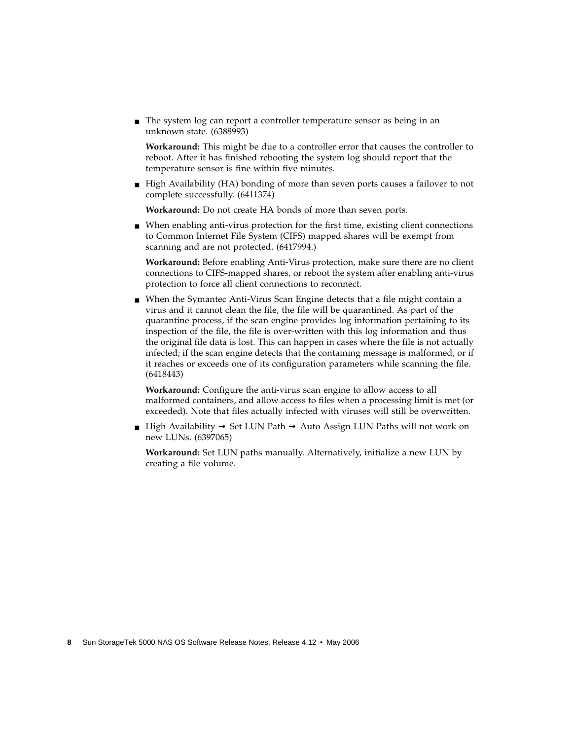- The system log can report a controller temperature sensor as being in an unknown state. (6388993)

  **Workaround:** This might be due to a controller error that causes the controller to reboot. After it has finished rebooting the system log should report that the temperature sensor is fine within five minutes.

- High Availability (HA) bonding of more than seven ports causes a failover to not complete successfully. (6411374)

  **Workaround:** Do not create HA bonds of more than seven ports.

- When enabling anti-virus protection for the first time, existing client connections to Common Internet File System (CIFS) mapped shares will be exempt from scanning and are not protected. (6417994.)

  **Workaround:** Before enabling Anti-Virus protection, make sure there are no client connections to CIFS-mapped shares, or reboot the system after enabling anti-virus protection to force all client connections to reconnect.

- When the Symantec Anti-Virus Scan Engine detects that a file might contain a virus and it cannot clean the file, the file will be quarantined. As part of the quarantine process, if the scan engine provides log information pertaining to its inspection of the file, the file is over-written with this log information and thus the original file data is lost. This can happen in cases where the file is not actually infected; if the scan engine detects that the containing message is malformed, or if it reaches or exceeds one of its configuration parameters while scanning the file. (6418443)

  **Workaround:** Configure the anti-virus scan engine to allow access to all malformed containers, and allow access to files when a processing limit is met (or exceeded). Note that files actually infected with viruses will still be overwritten.

- High Availability → Set LUN Path → Auto Assign LUN Paths will not work on new LUNs. (6397065)

  **Workaround:** Set LUN paths manually. Alternatively, initialize a new LUN by creating a file volume.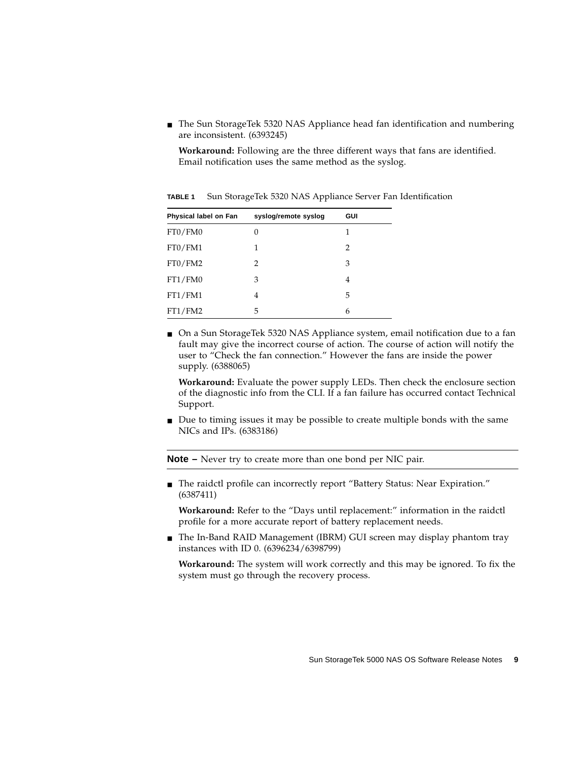- The Sun StorageTek 5320 NAS Appliance head fan identification and numbering are inconsistent. (6393245)

  **Workaround:** Following are the three different ways that fans are identified. Email notification uses the same method as the syslog.

**TABLE 1** Sun StorageTek 5320 NAS Appliance Server Fan Identification

| Physical label on Fan | syslog/remote syslog | GUI |
| --- | --- | --- |
| FT0/FM0 | 0 | 1 |
| FT0/FM1 | 1 | 2 |
| FT0/FM2 | 2 | 3 |
| FT1/FM0 | 3 | 4 |
| FT1/FM1 | 4 | 5 |
| FT1/FM2 | 5 | 6 |

- On a Sun StorageTek 5320 NAS Appliance system, email notification due to a fan fault may give the incorrect course of action. The course of action will notify the user to "Check the fan connection." However the fans are inside the power supply. (6388065)

  **Workaround:** Evaluate the power supply LEDs. Then check the enclosure section of the diagnostic info from the CLI. If a fan failure has occurred contact Technical Support.

- Due to timing issues it may be possible to create multiple bonds with the same NICs and IPs. (6383186)

---

**Note –** Never try to create more than one bond per NIC pair.

---

- The raidctl profile can incorrectly report "Battery Status: Near Expiration." (6387411)

  **Workaround:** Refer to the "Days until replacement:" information in the raidctl profile for a more accurate report of battery replacement needs.

- The In-Band RAID Management (IBRM) GUI screen may display phantom tray instances with ID 0. (6396234/6398799)

  **Workaround:** The system will work correctly and this may be ignored. To fix the system must go through the recovery process.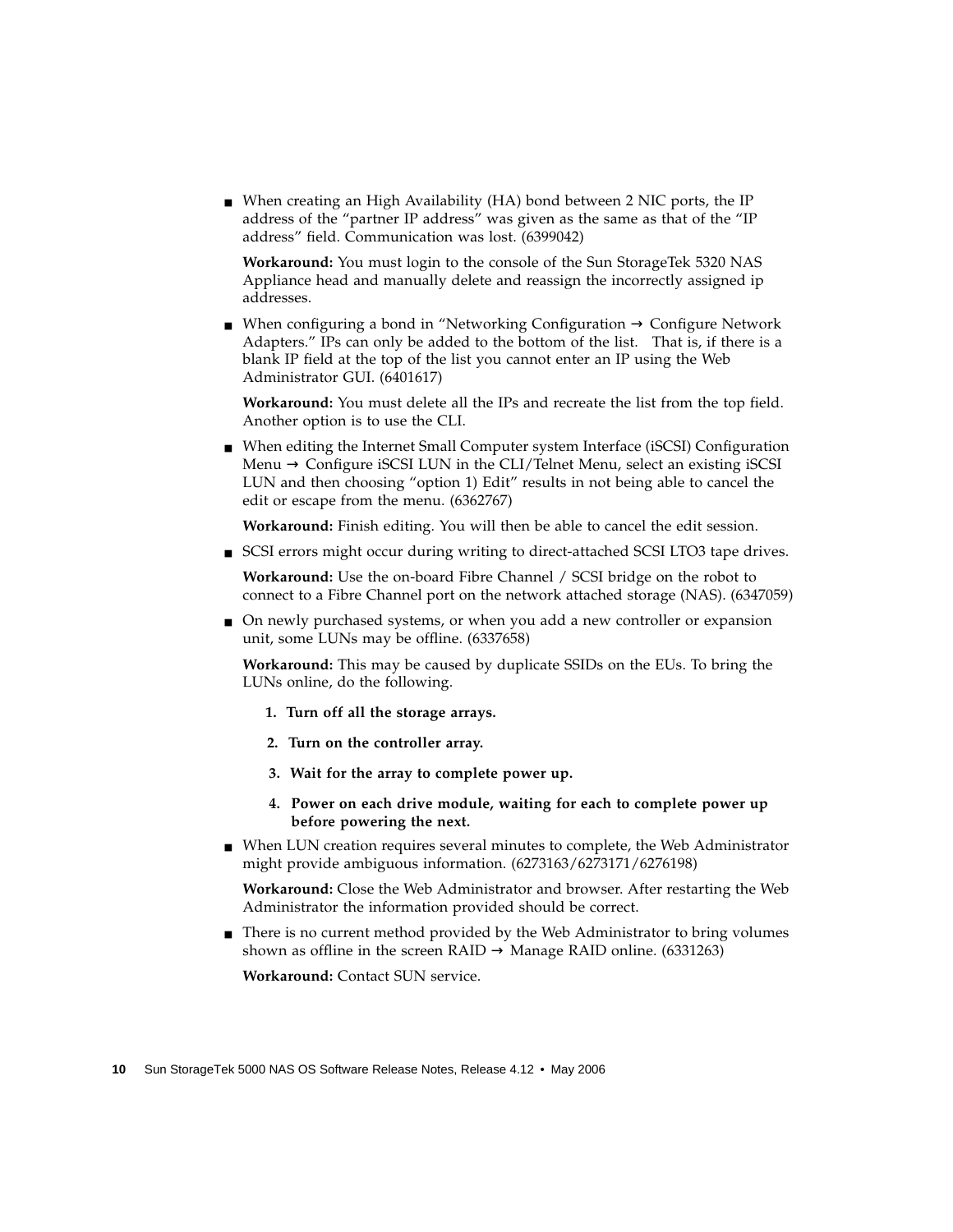- When creating an High Availability (HA) bond between 2 NIC ports, the IP address of the "partner IP address" was given as the same as that of the "IP address" field. Communication was lost. (6399042)

  **Workaround:** You must login to the console of the Sun StorageTek 5320 NAS Appliance head and manually delete and reassign the incorrectly assigned ip addresses.

- When configuring a bond in "Networking Configuration → Configure Network Adapters." IPs can only be added to the bottom of the list. That is, if there is a blank IP field at the top of the list you cannot enter an IP using the Web Administrator GUI. (6401617)

  **Workaround:** You must delete all the IPs and recreate the list from the top field. Another option is to use the CLI.

- When editing the Internet Small Computer system Interface (iSCSI) Configuration Menu → Configure iSCSI LUN in the CLI/Telnet Menu, select an existing iSCSI LUN and then choosing "option 1) Edit" results in not being able to cancel the edit or escape from the menu. (6362767)

  **Workaround:** Finish editing. You will then be able to cancel the edit session.

- SCSI errors might occur during writing to direct-attached SCSI LTO3 tape drives.

  **Workaround:** Use the on-board Fibre Channel / SCSI bridge on the robot to connect to a Fibre Channel port on the network attached storage (NAS). (6347059)

- On newly purchased systems, or when you add a new controller or expansion unit, some LUNs may be offline. (6337658)

  **Workaround:** This may be caused by duplicate SSIDs on the EUs. To bring the LUNs online, do the following.

  1. **Turn off all the storage arrays.**
  2. **Turn on the controller array.**
  3. **Wait for the array to complete power up.**
  4. **Power on each drive module, waiting for each to complete power up before powering the next.**

- When LUN creation requires several minutes to complete, the Web Administrator might provide ambiguous information. (6273163/6273171/6276198)

  **Workaround:** Close the Web Administrator and browser. After restarting the Web Administrator the information provided should be correct.

- There is no current method provided by the Web Administrator to bring volumes shown as offline in the screen RAID → Manage RAID online. (6331263)

  **Workaround:** Contact SUN service.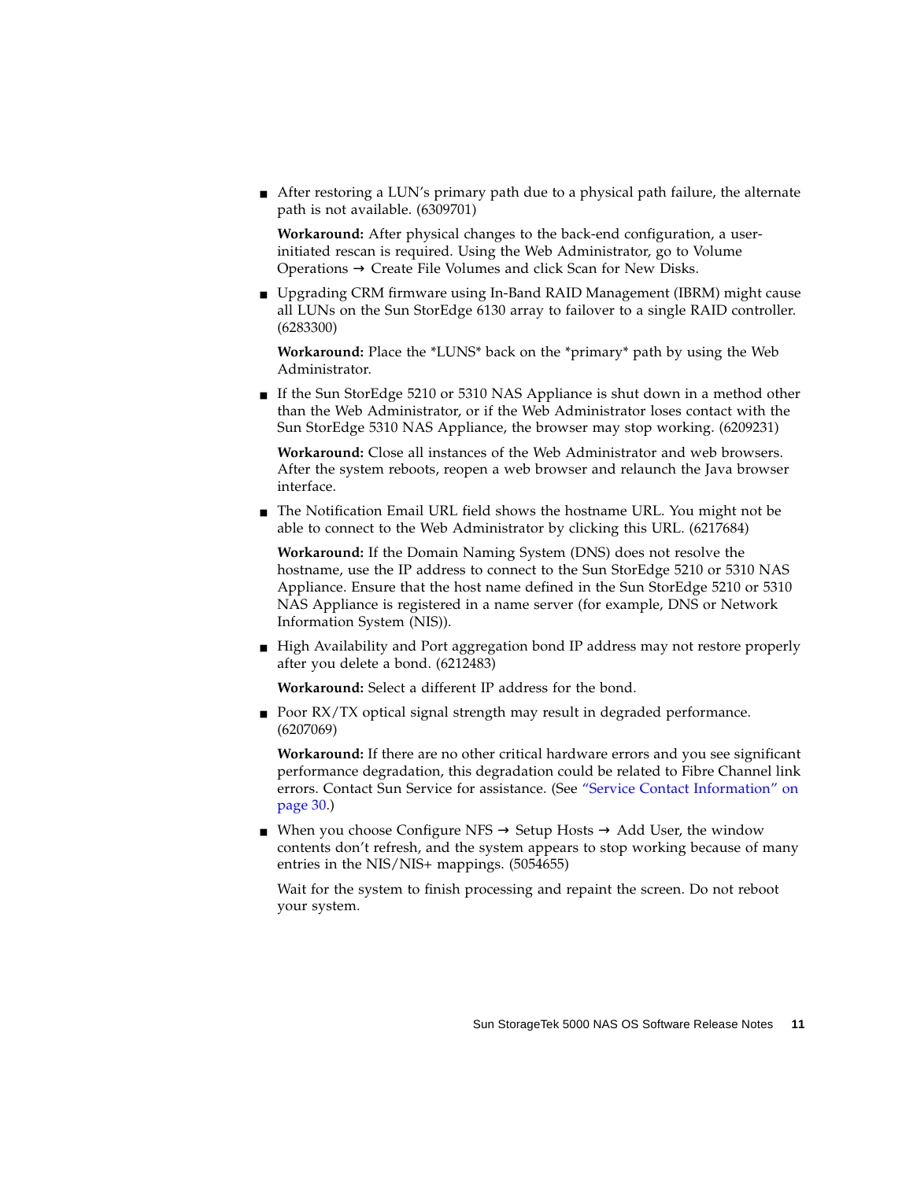- After restoring a LUN's primary path due to a physical path failure, the alternate path is not available. (6309701)

  **Workaround:** After physical changes to the back-end configuration, a user-initiated rescan is required. Using the Web Administrator, go to Volume Operations → Create File Volumes and click Scan for New Disks.

- Upgrading CRM firmware using In-Band RAID Management (IBRM) might cause all LUNs on the Sun StorEdge 6130 array to failover to a single RAID controller. (6283300)

  **Workaround:** Place the *LUNS* back on the *primary* path by using the Web Administrator.

- If the Sun StorEdge 5210 or 5310 NAS Appliance is shut down in a method other than the Web Administrator, or if the Web Administrator loses contact with the Sun StorEdge 5310 NAS Appliance, the browser may stop working. (6209231)

  **Workaround:** Close all instances of the Web Administrator and web browsers. After the system reboots, reopen a web browser and relaunch the Java browser interface.

- The Notification Email URL field shows the hostname URL. You might not be able to connect to the Web Administrator by clicking this URL. (6217684)

  **Workaround:** If the Domain Naming System (DNS) does not resolve the hostname, use the IP address to connect to the Sun StorEdge 5210 or 5310 NAS Appliance. Ensure that the host name defined in the Sun StorEdge 5210 or 5310 NAS Appliance is registered in a name server (for example, DNS or Network Information System (NIS)).

- High Availability and Port aggregation bond IP address may not restore properly after you delete a bond. (6212483)

  **Workaround:** Select a different IP address for the bond.

- Poor RX/TX optical signal strength may result in degraded performance. (6207069)

  **Workaround:** If there are no other critical hardware errors and you see significant performance degradation, this degradation could be related to Fibre Channel link errors. Contact Sun Service for assistance. (See "Service Contact Information" on page 30.)

- When you choose Configure NFS → Setup Hosts → Add User, the window contents don't refresh, and the system appears to stop working because of many entries in the NIS/NIS+ mappings. (5054655)

  Wait for the system to finish processing and repaint the screen. Do not reboot your system.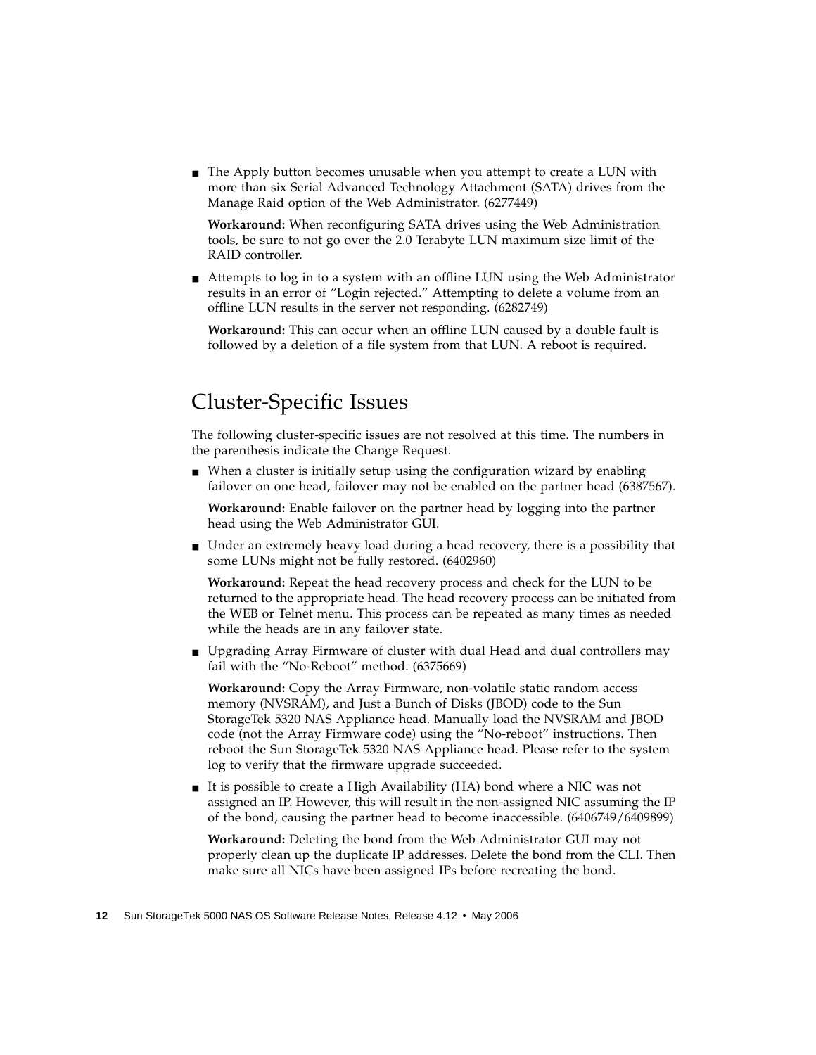- The Apply button becomes unusable when you attempt to create a LUN with more than six Serial Advanced Technology Attachment (SATA) drives from the Manage Raid option of the Web Administrator. (6277449)

  **Workaround:** When reconfiguring SATA drives using the Web Administration tools, be sure to not go over the 2.0 Terabyte LUN maximum size limit of the RAID controller.

- Attempts to log in to a system with an offline LUN using the Web Administrator results in an error of "Login rejected." Attempting to delete a volume from an offline LUN results in the server not responding. (6282749)

  **Workaround:** This can occur when an offline LUN caused by a double fault is followed by a deletion of a file system from that LUN. A reboot is required.

## Cluster-Specific Issues

The following cluster-specific issues are not resolved at this time. The numbers in the parenthesis indicate the Change Request.

- When a cluster is initially setup using the configuration wizard by enabling failover on one head, failover may not be enabled on the partner head (6387567).

  **Workaround:** Enable failover on the partner head by logging into the partner head using the Web Administrator GUI.

- Under an extremely heavy load during a head recovery, there is a possibility that some LUNs might not be fully restored. (6402960)

  **Workaround:** Repeat the head recovery process and check for the LUN to be returned to the appropriate head. The head recovery process can be initiated from the WEB or Telnet menu. This process can be repeated as many times as needed while the heads are in any failover state.

- Upgrading Array Firmware of cluster with dual Head and dual controllers may fail with the "No-Reboot" method. (6375669)

  **Workaround:** Copy the Array Firmware, non-volatile static random access memory (NVSRAM), and Just a Bunch of Disks (JBOD) code to the Sun StorageTek 5320 NAS Appliance head. Manually load the NVSRAM and JBOD code (not the Array Firmware code) using the "No-reboot" instructions. Then reboot the Sun StorageTek 5320 NAS Appliance head. Please refer to the system log to verify that the firmware upgrade succeeded.

- It is possible to create a High Availability (HA) bond where a NIC was not assigned an IP. However, this will result in the non-assigned NIC assuming the IP of the bond, causing the partner head to become inaccessible. (6406749/6409899)

  **Workaround:** Deleting the bond from the Web Administrator GUI may not properly clean up the duplicate IP addresses. Delete the bond from the CLI. Then make sure all NICs have been assigned IPs before recreating the bond.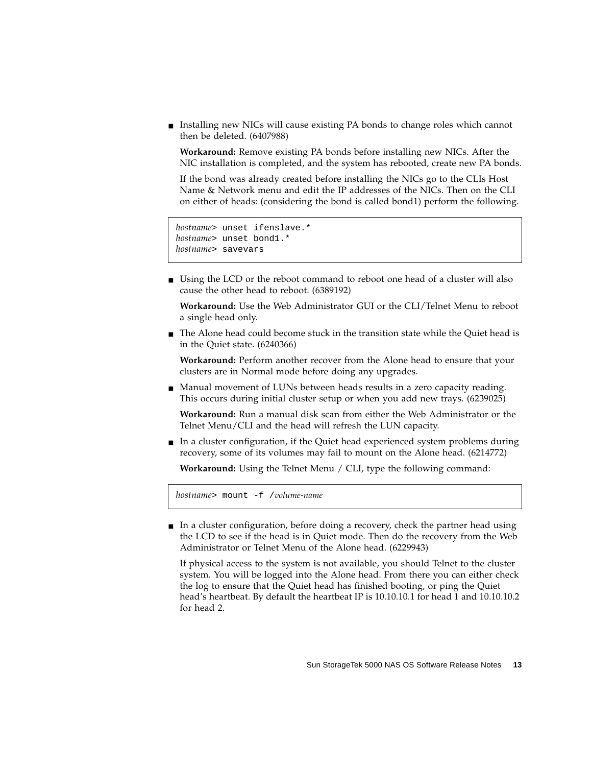- Installing new NICs will cause existing PA bonds to change roles which cannot then be deleted. (6407988)

  **Workaround:** Remove existing PA bonds before installing new NICs. After the NIC installation is completed, and the system has rebooted, create new PA bonds.

  If the bond was already created before installing the NICs go to the CLIs Host Name & Network menu and edit the IP addresses of the NICs. Then on the CLI on either of heads: (considering the bond is called bond1) perform the following.

```
hostname> unset ifenslave.*
hostname> unset bond1.*
hostname> savevars
```

- Using the LCD or the reboot command to reboot one head of a cluster will also cause the other head to reboot. (6389192)

  **Workaround:** Use the Web Administrator GUI or the CLI/Telnet Menu to reboot a single head only.

- The Alone head could become stuck in the transition state while the Quiet head is in the Quiet state. (6240366)

  **Workaround:** Perform another recover from the Alone head to ensure that your clusters are in Normal mode before doing any upgrades.

- Manual movement of LUNs between heads results in a zero capacity reading. This occurs during initial cluster setup or when you add new trays. (6239025)

  **Workaround:** Run a manual disk scan from either the Web Administrator or the Telnet Menu/CLI and the head will refresh the LUN capacity.

- In a cluster configuration, if the Quiet head experienced system problems during recovery, some of its volumes may fail to mount on the Alone head. (6214772)

  **Workaround:** Using the Telnet Menu / CLI, type the following command:

```
hostname> mount -f /volume-name
```

- In a cluster configuration, before doing a recovery, check the partner head using the LCD to see if the head is in Quiet mode. Then do the recovery from the Web Administrator or Telnet Menu of the Alone head. (6229943)

  If physical access to the system is not available, you should Telnet to the cluster system. You will be logged into the Alone head. From there you can either check the log to ensure that the Quiet head has finished booting, or ping the Quiet head's heartbeat. By default the heartbeat IP is 10.10.10.1 for head 1 and 10.10.10.2 for head 2.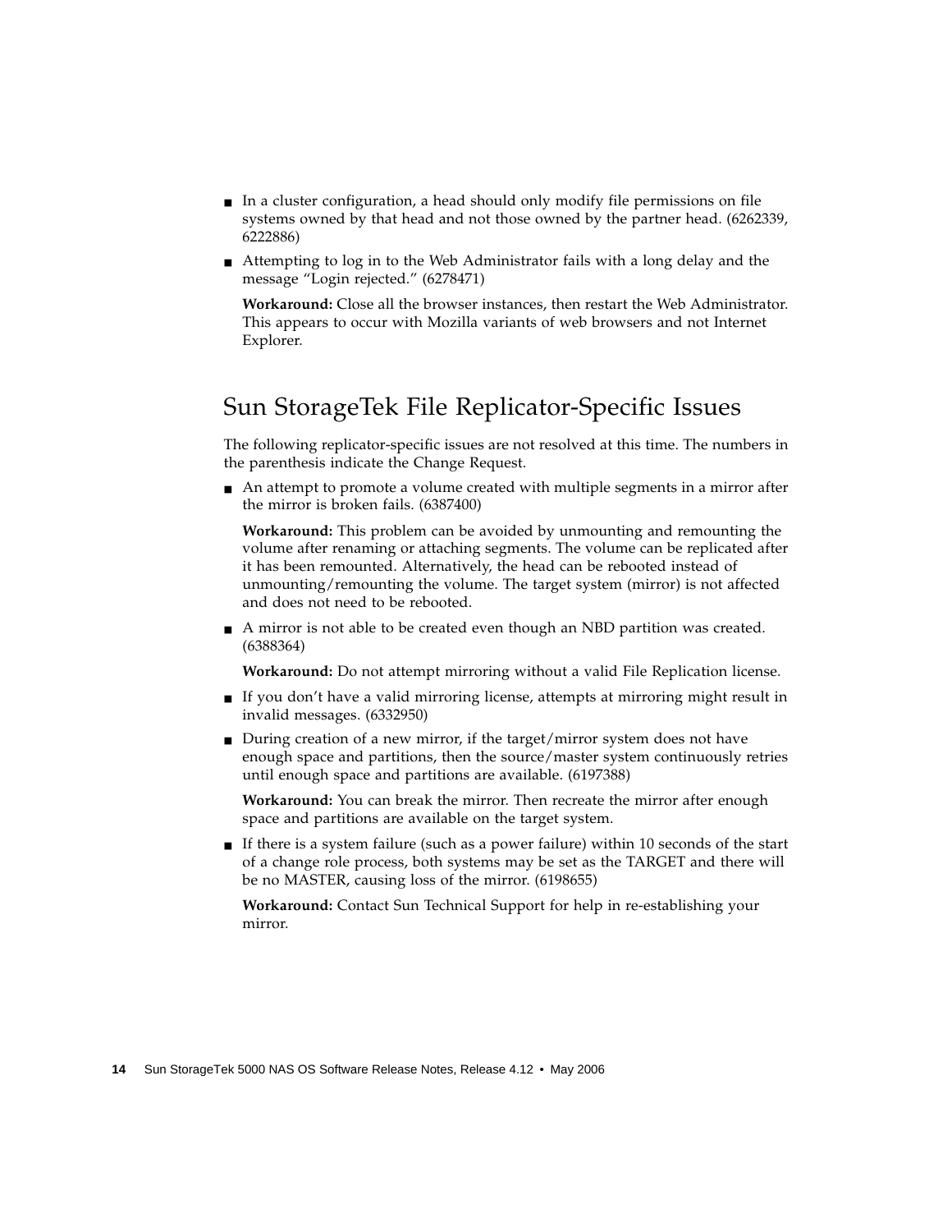- In a cluster configuration, a head should only modify file permissions on file systems owned by that head and not those owned by the partner head. (6262339, 6222886)
- Attempting to log in to the Web Administrator fails with a long delay and the message "Login rejected." (6278471)

  **Workaround:** Close all the browser instances, then restart the Web Administrator. This appears to occur with Mozilla variants of web browsers and not Internet Explorer.

## Sun StorageTek File Replicator-Specific Issues

The following replicator-specific issues are not resolved at this time. The numbers in the parenthesis indicate the Change Request.

- An attempt to promote a volume created with multiple segments in a mirror after the mirror is broken fails. (6387400)

  **Workaround:** This problem can be avoided by unmounting and remounting the volume after renaming or attaching segments. The volume can be replicated after it has been remounted. Alternatively, the head can be rebooted instead of unmounting/remounting the volume. The target system (mirror) is not affected and does not need to be rebooted.
- A mirror is not able to be created even though an NBD partition was created. (6388364)

  **Workaround:** Do not attempt mirroring without a valid File Replication license.
- If you don't have a valid mirroring license, attempts at mirroring might result in invalid messages. (6332950)
- During creation of a new mirror, if the target/mirror system does not have enough space and partitions, then the source/master system continuously retries until enough space and partitions are available. (6197388)

  **Workaround:** You can break the mirror. Then recreate the mirror after enough space and partitions are available on the target system.
- If there is a system failure (such as a power failure) within 10 seconds of the start of a change role process, both systems may be set as the TARGET and there will be no MASTER, causing loss of the mirror. (6198655)

  **Workaround:** Contact Sun Technical Support for help in re-establishing your mirror.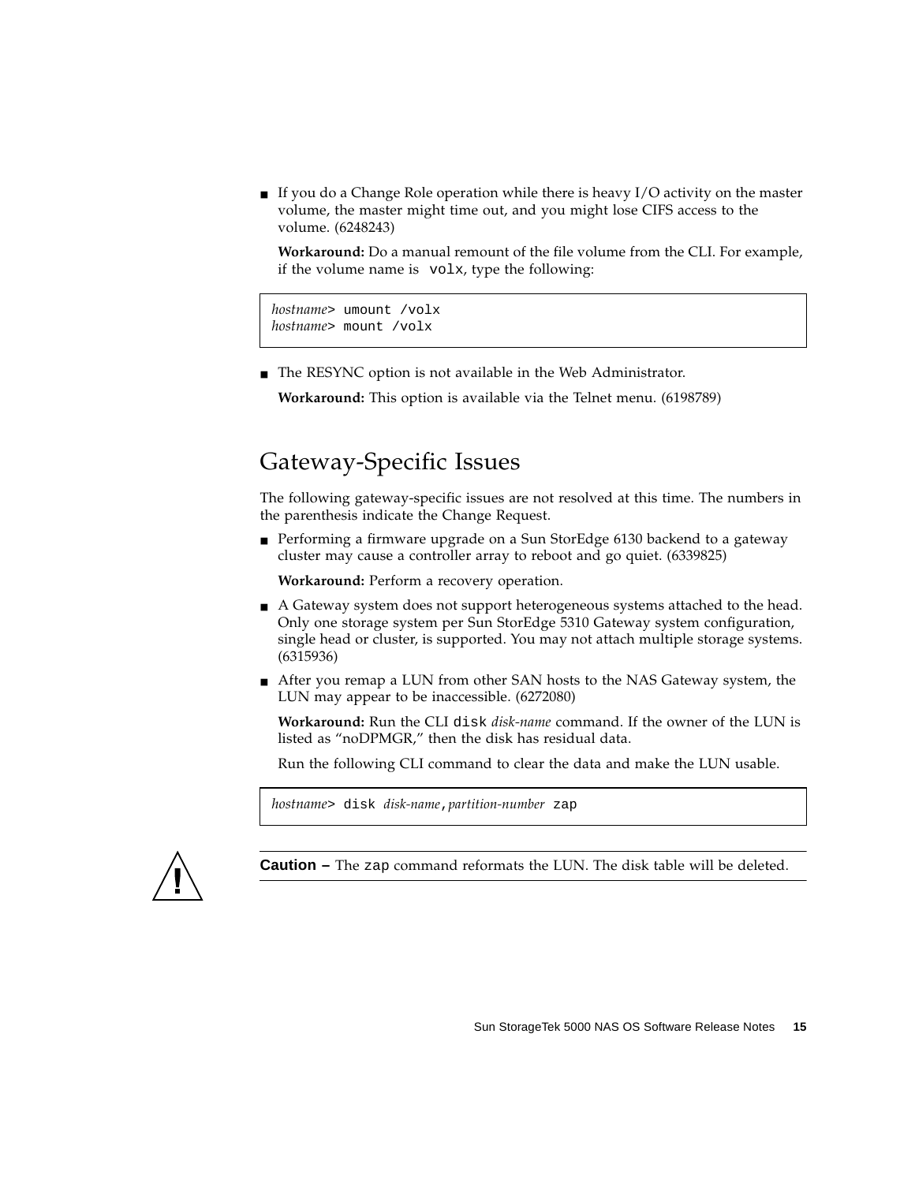- If you do a Change Role operation while there is heavy I/O activity on the master volume, the master might time out, and you might lose CIFS access to the volume. (6248243)

  **Workaround:** Do a manual remount of the file volume from the CLI. For example, if the volume name is `volx`, type the following:

```
hostname> umount /volx
hostname> mount /volx
```

- The RESYNC option is not available in the Web Administrator.

  **Workaround:** This option is available via the Telnet menu. (6198789)

## Gateway-Specific Issues

The following gateway-specific issues are not resolved at this time. The numbers in the parenthesis indicate the Change Request.

- Performing a firmware upgrade on a Sun StorEdge 6130 backend to a gateway cluster may cause a controller array to reboot and go quiet. (6339825)

  **Workaround:** Perform a recovery operation.

- A Gateway system does not support heterogeneous systems attached to the head. Only one storage system per Sun StorEdge 5310 Gateway system configuration, single head or cluster, is supported. You may not attach multiple storage systems. (6315936)
- After you remap a LUN from other SAN hosts to the NAS Gateway system, the LUN may appear to be inaccessible. (6272080)

  **Workaround:** Run the CLI `disk` *disk-name* command. If the owner of the LUN is listed as "noDPMGR," then the disk has residual data.

  Run the following CLI command to clear the data and make the LUN usable.

```
hostname> disk disk-name,partition-number zap
```

**Caution –** The `zap` command reformats the LUN. The disk table will be deleted.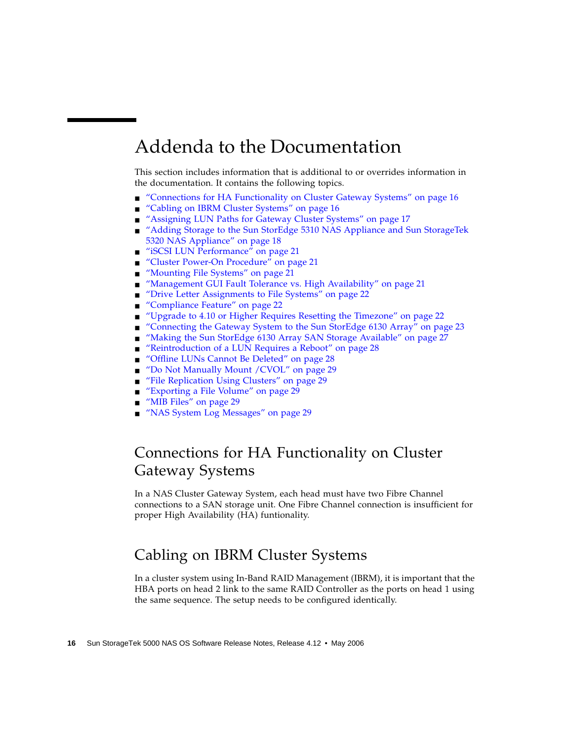# Addenda to the Documentation

This section includes information that is additional to or overrides information in the documentation. It contains the following topics.

- "Connections for HA Functionality on Cluster Gateway Systems" on page 16
- "Cabling on IBRM Cluster Systems" on page 16
- "Assigning LUN Paths for Gateway Cluster Systems" on page 17
- "Adding Storage to the Sun StorEdge 5310 NAS Appliance and Sun StorageTek 5320 NAS Appliance" on page 18
- "iSCSI LUN Performance" on page 21
- "Cluster Power-On Procedure" on page 21
- "Mounting File Systems" on page 21
- "Management GUI Fault Tolerance vs. High Availability" on page 21
- "Drive Letter Assignments to File Systems" on page 22
- "Compliance Feature" on page 22
- "Upgrade to 4.10 or Higher Requires Resetting the Timezone" on page 22
- "Connecting the Gateway System to the Sun StorEdge 6130 Array" on page 23
- "Making the Sun StorEdge 6130 Array SAN Storage Available" on page 27
- "Reintroduction of a LUN Requires a Reboot" on page 28
- "Offline LUNs Cannot Be Deleted" on page 28
- "Do Not Manually Mount /CVOL" on page 29
- "File Replication Using Clusters" on page 29
- "Exporting a File Volume" on page 29
- "MIB Files" on page 29
- "NAS System Log Messages" on page 29

## Connections for HA Functionality on Cluster Gateway Systems

In a NAS Cluster Gateway System, each head must have two Fibre Channel connections to a SAN storage unit. One Fibre Channel connection is insufficient for proper High Availability (HA) funtionality.

## Cabling on IBRM Cluster Systems

In a cluster system using In-Band RAID Management (IBRM), it is important that the HBA ports on head 2 link to the same RAID Controller as the ports on head 1 using the same sequence. The setup needs to be configured identically.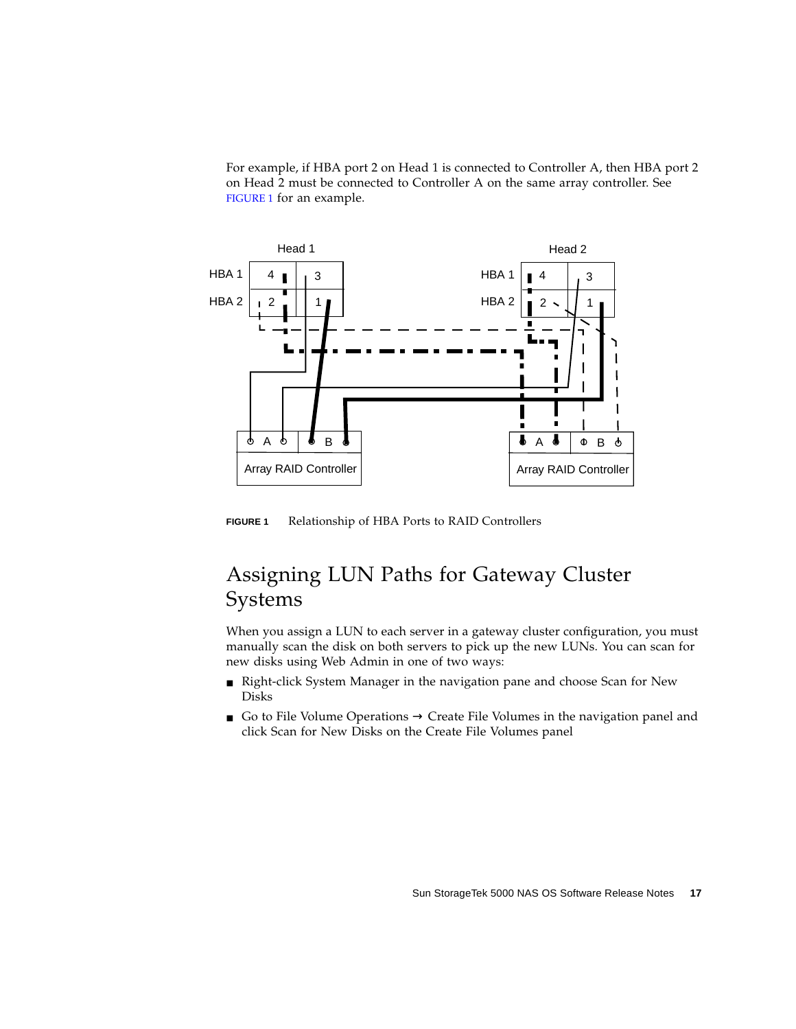For example, if HBA port 2 on Head 1 is connected to Controller A, then HBA port 2 on Head 2 must be connected to Controller A on the same array controller. See FIGURE 1 for an example.

**FIGURE 1** Relationship of HBA Ports to RAID Controllers

## Assigning LUN Paths for Gateway Cluster Systems

When you assign a LUN to each server in a gateway cluster configuration, you must manually scan the disk on both servers to pick up the new LUNs. You can scan for new disks using Web Admin in one of two ways:

- Right-click System Manager in the navigation pane and choose Scan for New Disks
- Go to File Volume Operations → Create File Volumes in the navigation panel and click Scan for New Disks on the Create File Volumes panel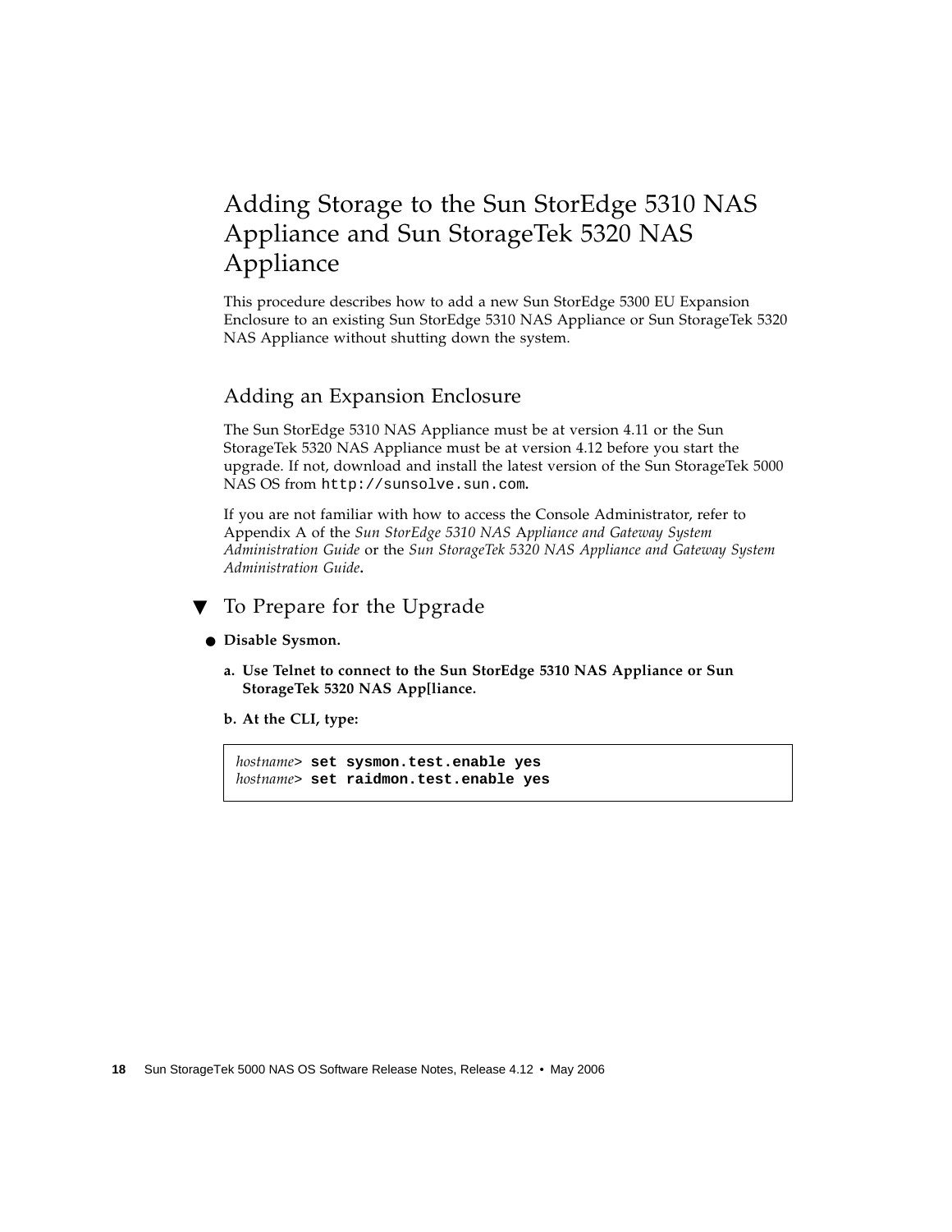# Adding Storage to the Sun StorEdge 5310 NAS Appliance and Sun StorageTek 5320 NAS Appliance

This procedure describes how to add a new Sun StorEdge 5300 EU Expansion Enclosure to an existing Sun StorEdge 5310 NAS Appliance or Sun StorageTek 5320 NAS Appliance without shutting down the system.

## Adding an Expansion Enclosure

The Sun StorEdge 5310 NAS Appliance must be at version 4.11 or the Sun StorageTek 5320 NAS Appliance must be at version 4.12 before you start the upgrade. If not, download and install the latest version of the Sun StorageTek 5000 NAS OS from `http://sunsolve.sun.com`.

If you are not familiar with how to access the Console Administrator, refer to Appendix A of the *Sun StorEdge 5310 NAS Appliance and Gateway System Administration Guide* or the *Sun StorageTek 5320 NAS Appliance and Gateway System Administration Guide*.

### ▼ To Prepare for the Upgrade

- **Disable Sysmon.**

  **a. Use Telnet to connect to the Sun StorEdge 5310 NAS Appliance or Sun StorageTek 5320 NAS App[liance.**

  **b. At the CLI, type:**

```
hostname> set sysmon.test.enable yes
hostname> set raidmon.test.enable yes
```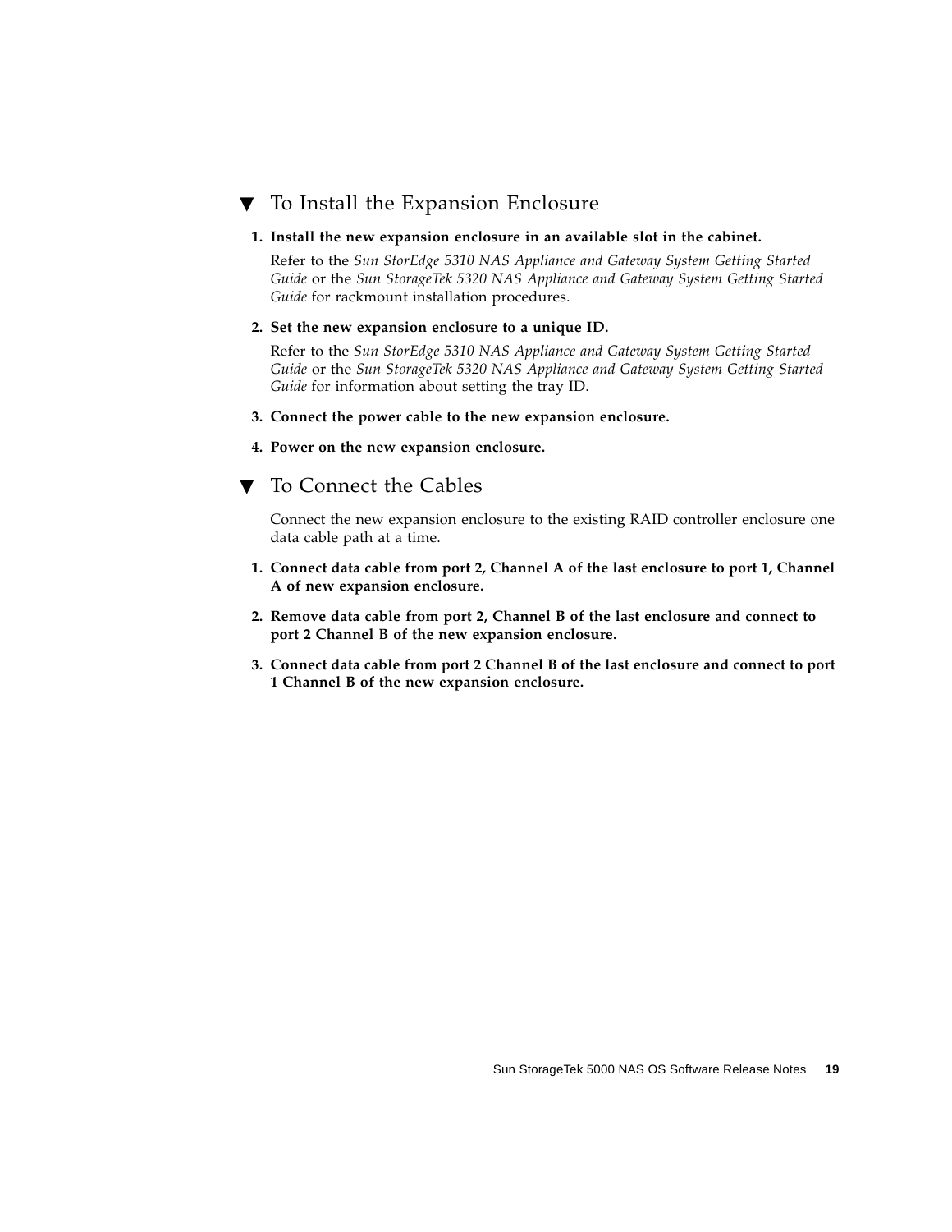### ▼ To Install the Expansion Enclosure

1. **Install the new expansion enclosure in an available slot in the cabinet.**

   Refer to the *Sun StorEdge 5310 NAS Appliance and Gateway System Getting Started Guide* or the *Sun StorageTek 5320 NAS Appliance and Gateway System Getting Started Guide* for rackmount installation procedures.

2. **Set the new expansion enclosure to a unique ID.**

   Refer to the *Sun StorEdge 5310 NAS Appliance and Gateway System Getting Started Guide* or the *Sun StorageTek 5320 NAS Appliance and Gateway System Getting Started Guide* for information about setting the tray ID.

3. **Connect the power cable to the new expansion enclosure.**

4. **Power on the new expansion enclosure.**

### ▼ To Connect the Cables

Connect the new expansion enclosure to the existing RAID controller enclosure one data cable path at a time.

1. **Connect data cable from port 2, Channel A of the last enclosure to port 1, Channel A of new expansion enclosure.**

2. **Remove data cable from port 2, Channel B of the last enclosure and connect to port 2 Channel B of the new expansion enclosure.**

3. **Connect data cable from port 2 Channel B of the last enclosure and connect to port 1 Channel B of the new expansion enclosure.**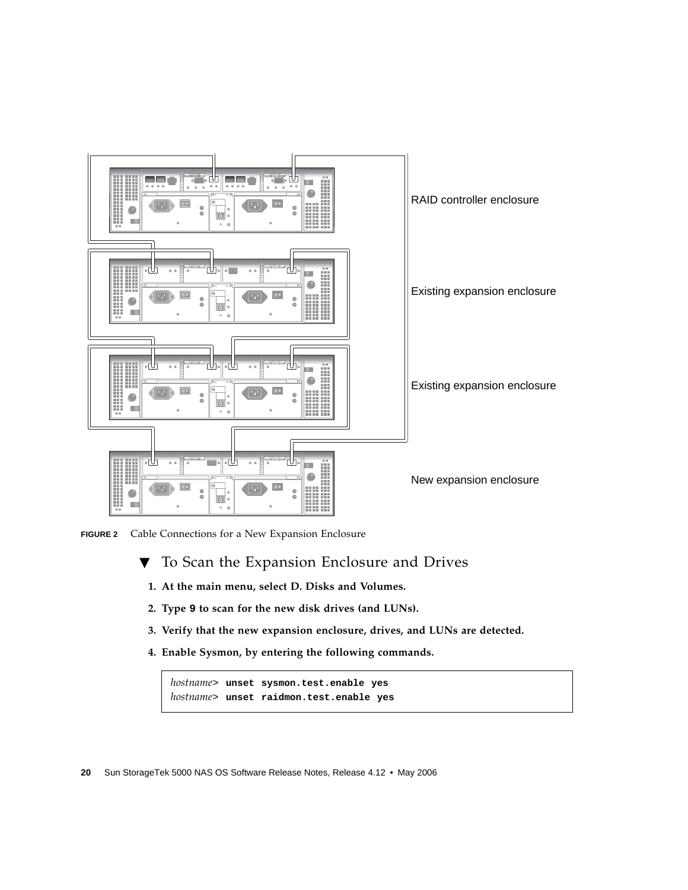RAID controller enclosure

Existing expansion enclosure

Existing expansion enclosure

New expansion enclosure

**FIGURE 2** Cable Connections for a New Expansion Enclosure

### ▼ To Scan the Expansion Enclosure and Drives

1. **At the main menu, select D. Disks and Volumes.**
2. **Type 9 to scan for the new disk drives (and LUNs).**
3. **Verify that the new expansion enclosure, drives, and LUNs are detected.**
4. **Enable Sysmon, by entering the following commands.**

```
hostname> unset sysmon.test.enable yes
hostname> unset raidmon.test.enable yes
```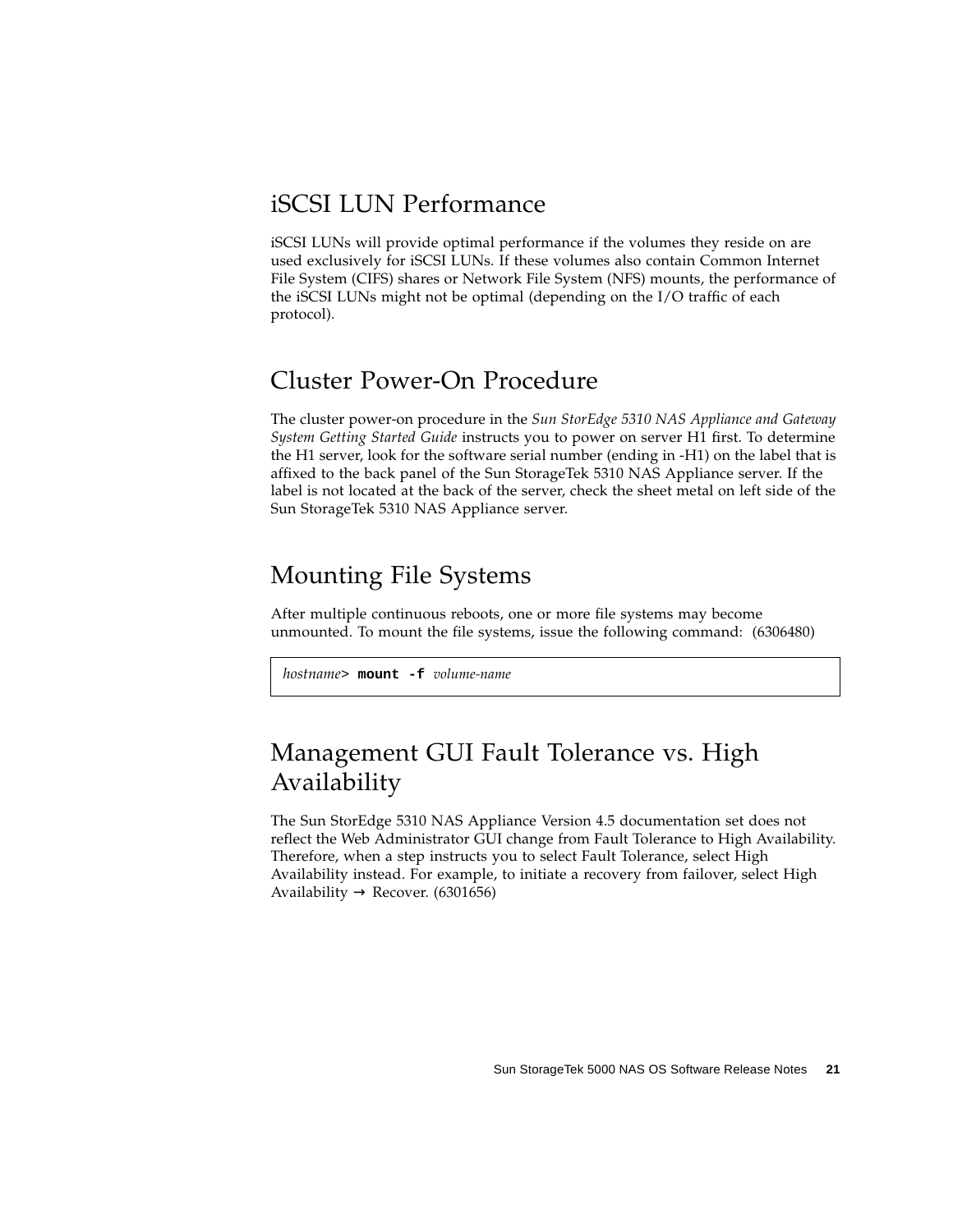## iSCSI LUN Performance

iSCSI LUNs will provide optimal performance if the volumes they reside on are used exclusively for iSCSI LUNs. If these volumes also contain Common Internet File System (CIFS) shares or Network File System (NFS) mounts, the performance of the iSCSI LUNs might not be optimal (depending on the I/O traffic of each protocol).

## Cluster Power-On Procedure

The cluster power-on procedure in the *Sun StorEdge 5310 NAS Appliance and Gateway System Getting Started Guide* instructs you to power on server H1 first. To determine the H1 server, look for the software serial number (ending in -H1) on the label that is affixed to the back panel of the Sun StorageTek 5310 NAS Appliance server. If the label is not located at the back of the server, check the sheet metal on left side of the Sun StorageTek 5310 NAS Appliance server.

## Mounting File Systems

After multiple continuous reboots, one or more file systems may become unmounted. To mount the file systems, issue the following command: (6306480)

```
hostname> mount -f volume-name
```

## Management GUI Fault Tolerance vs. High Availability

The Sun StorEdge 5310 NAS Appliance Version 4.5 documentation set does not reflect the Web Administrator GUI change from Fault Tolerance to High Availability. Therefore, when a step instructs you to select Fault Tolerance, select High Availability instead. For example, to initiate a recovery from failover, select High Availability → Recover. (6301656)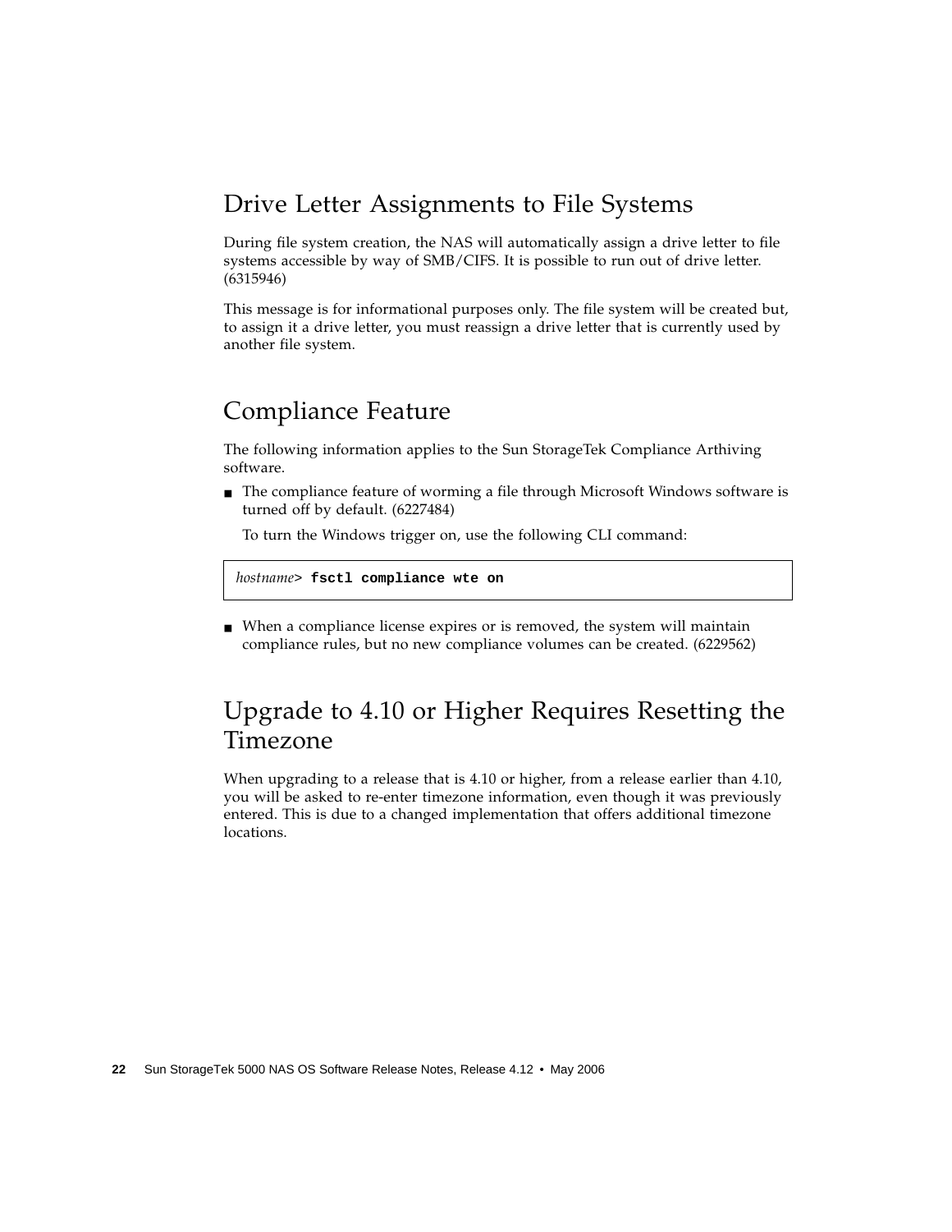## Drive Letter Assignments to File Systems

During file system creation, the NAS will automatically assign a drive letter to file systems accessible by way of SMB/CIFS. It is possible to run out of drive letter. (6315946)

This message is for informational purposes only. The file system will be created but, to assign it a drive letter, you must reassign a drive letter that is currently used by another file system.

## Compliance Feature

The following information applies to the Sun StorageTek Compliance Arthiving software.

- The compliance feature of worming a file through Microsoft Windows software is turned off by default. (6227484)

  To turn the Windows trigger on, use the following CLI command:

```
hostname> fsctl compliance wte on
```

- When a compliance license expires or is removed, the system will maintain compliance rules, but no new compliance volumes can be created. (6229562)

## Upgrade to 4.10 or Higher Requires Resetting the Timezone

When upgrading to a release that is 4.10 or higher, from a release earlier than 4.10, you will be asked to re-enter timezone information, even though it was previously entered. This is due to a changed implementation that offers additional timezone locations.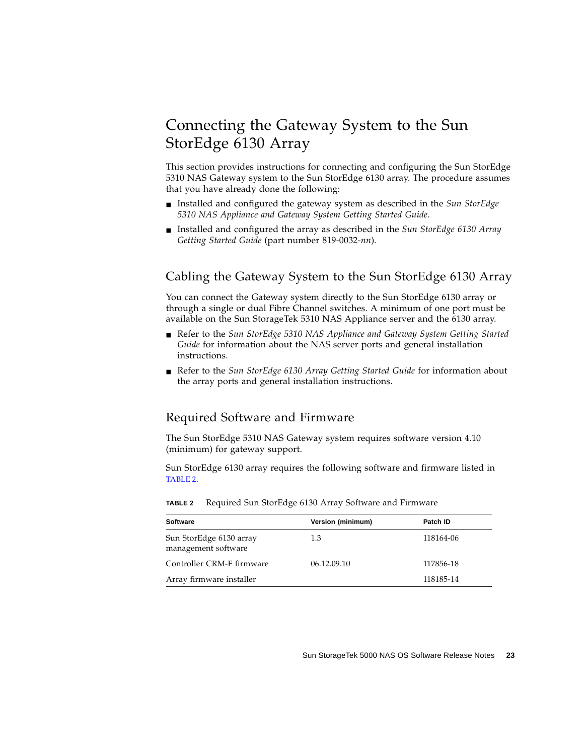# Connecting the Gateway System to the Sun StorEdge 6130 Array

This section provides instructions for connecting and configuring the Sun StorEdge 5310 NAS Gateway system to the Sun StorEdge 6130 array. The procedure assumes that you have already done the following:

- Installed and configured the gateway system as described in the *Sun StorEdge 5310 NAS Appliance and Gateway System Getting Started Guide*.
- Installed and configured the array as described in the *Sun StorEdge 6130 Array Getting Started Guide* (part number 819-0032-*nn*).

## Cabling the Gateway System to the Sun StorEdge 6130 Array

You can connect the Gateway system directly to the Sun StorEdge 6130 array or through a single or dual Fibre Channel switches. A minimum of one port must be available on the Sun StorageTek 5310 NAS Appliance server and the 6130 array.

- Refer to the *Sun StorEdge 5310 NAS Appliance and Gateway System Getting Started Guide* for information about the NAS server ports and general installation instructions.
- Refer to the *Sun StorEdge 6130 Array Getting Started Guide* for information about the array ports and general installation instructions.

## Required Software and Firmware

The Sun StorEdge 5310 NAS Gateway system requires software version 4.10 (minimum) for gateway support.

Sun StorEdge 6130 array requires the following software and firmware listed in TABLE 2.

**TABLE 2** Required Sun StorEdge 6130 Array Software and Firmware

| Software | Version (minimum) | Patch ID |
| --- | --- | --- |
| Sun StorEdge 6130 array management software | 1.3 | 118164-06 |
| Controller CRM-F firmware | 06.12.09.10 | 117856-18 |
| Array firmware installer | | 118185-14 |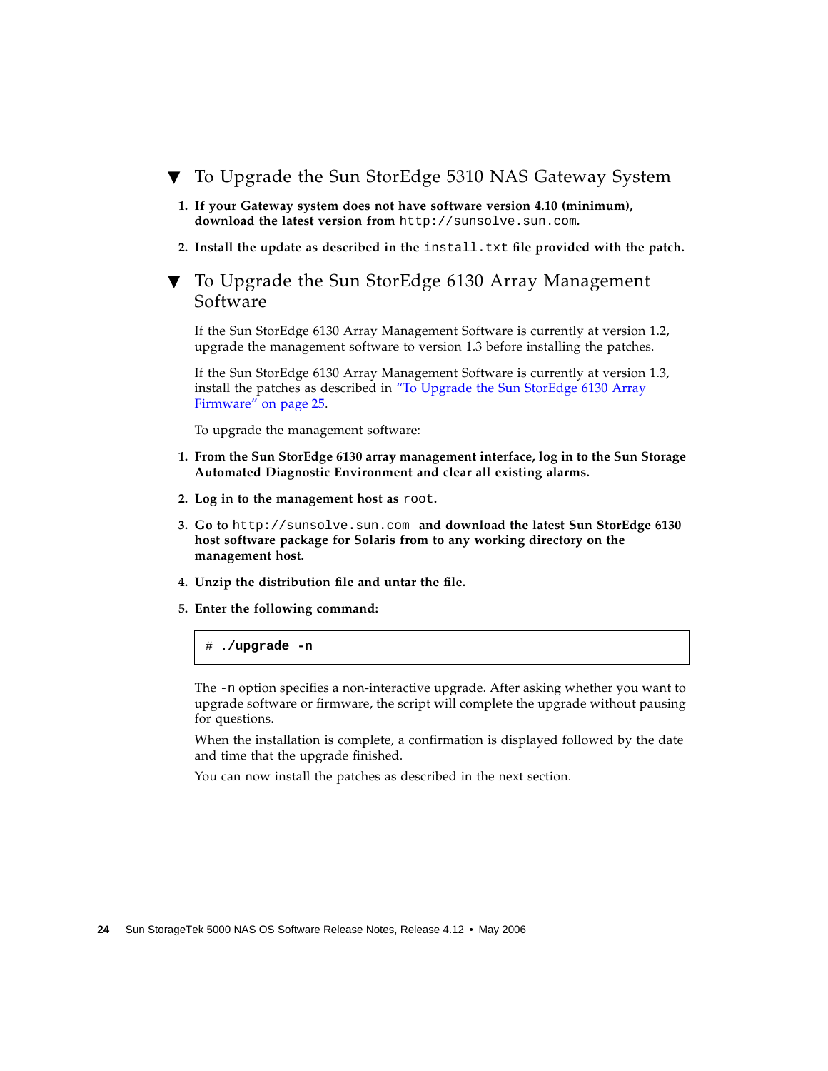## ▼ To Upgrade the Sun StorEdge 5310 NAS Gateway System

1. **If your Gateway system does not have software version 4.10 (minimum), download the latest version from** `http://sunsolve.sun.com`**.**
2. **Install the update as described in the** `install.txt` **file provided with the patch.**

## ▼ To Upgrade the Sun StorEdge 6130 Array Management Software

If the Sun StorEdge 6130 Array Management Software is currently at version 1.2, upgrade the management software to version 1.3 before installing the patches.

If the Sun StorEdge 6130 Array Management Software is currently at version 1.3, install the patches as described in "To Upgrade the Sun StorEdge 6130 Array Firmware" on page 25.

To upgrade the management software:

1. **From the Sun StorEdge 6130 array management interface, log in to the Sun Storage Automated Diagnostic Environment and clear all existing alarms.**
2. **Log in to the management host as** `root`**.**
3. **Go to** `http://sunsolve.sun.com` **and download the latest Sun StorEdge 6130 host software package for Solaris from to any working directory on the management host.**
4. **Unzip the distribution file and untar the file.**
5. **Enter the following command:**

```
# ./upgrade -n
```

The `-n` option specifies a non-interactive upgrade. After asking whether you want to upgrade software or firmware, the script will complete the upgrade without pausing for questions.

When the installation is complete, a confirmation is displayed followed by the date and time that the upgrade finished.

You can now install the patches as described in the next section.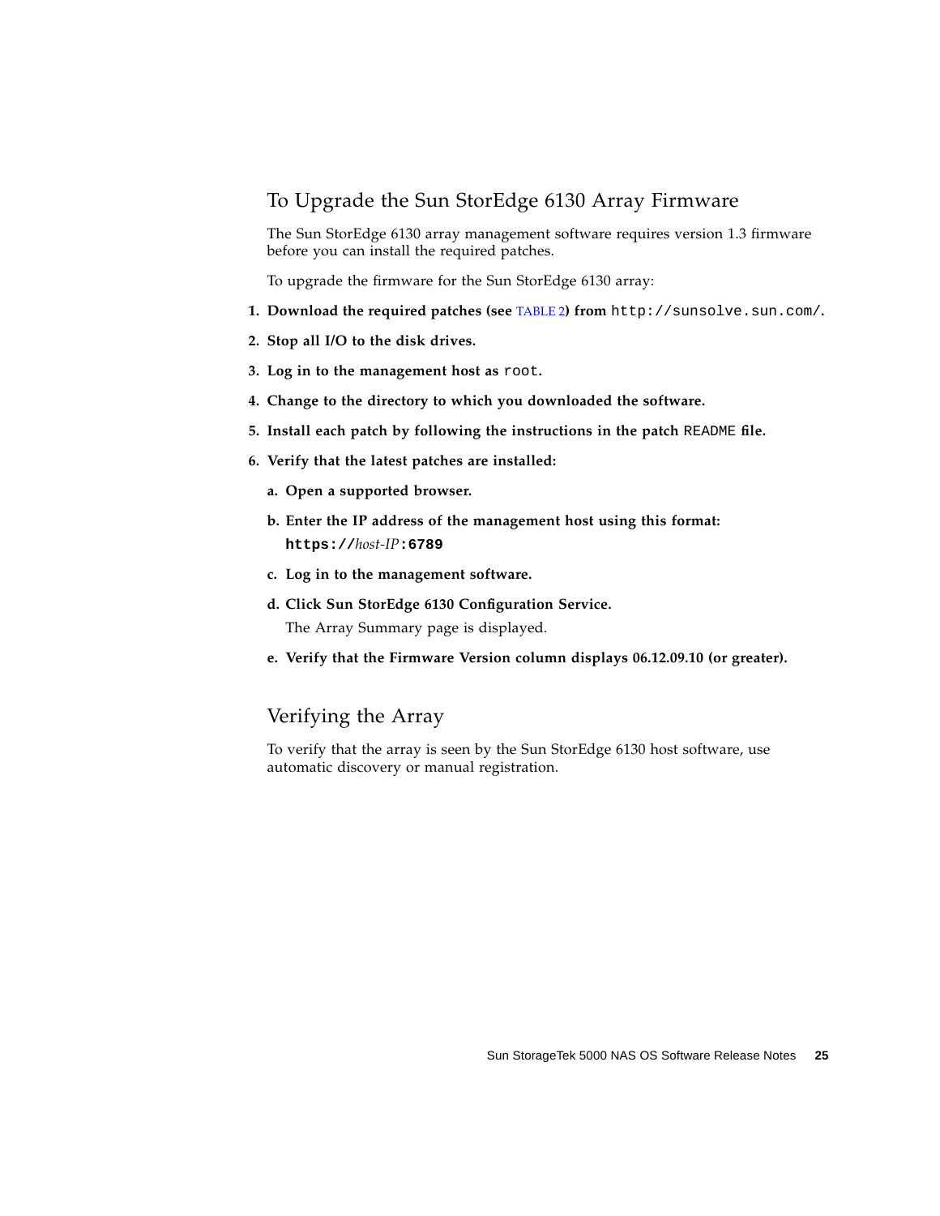## To Upgrade the Sun StorEdge 6130 Array Firmware

The Sun StorEdge 6130 array management software requires version 1.3 firmware before you can install the required patches.

To upgrade the firmware for the Sun StorEdge 6130 array:

1. **Download the required patches (see TABLE 2) from** `http://sunsolve.sun.com/`**.**
2. **Stop all I/O to the disk drives.**
3. **Log in to the management host as** `root`**.**
4. **Change to the directory to which you downloaded the software.**
5. **Install each patch by following the instructions in the patch** `README` **file.**
6. **Verify that the latest patches are installed:**

   a. **Open a supported browser.**

   b. **Enter the IP address of the management host using this format:**
   **`https://`***host-IP***`:6789`**

   c. **Log in to the management software.**

   d. **Click Sun StorEdge 6130 Configuration Service.**
   The Array Summary page is displayed.

   e. **Verify that the Firmware Version column displays 06.12.09.10 (or greater).**

## Verifying the Array

To verify that the array is seen by the Sun StorEdge 6130 host software, use automatic discovery or manual registration.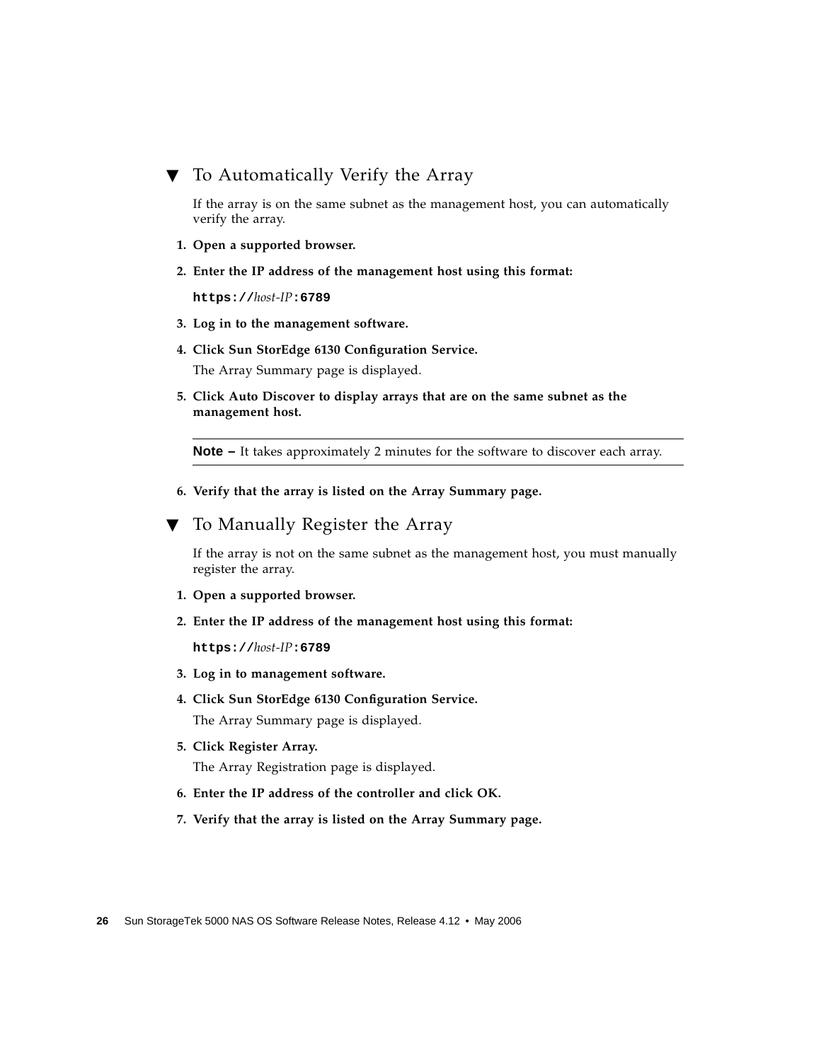### ▼ To Automatically Verify the Array

If the array is on the same subnet as the management host, you can automatically verify the array.

1. **Open a supported browser.**
2. **Enter the IP address of the management host using this format:**

   **`https://`***host-IP***`:6789`**

3. **Log in to the management software.**
4. **Click Sun StorEdge 6130 Configuration Service.**

   The Array Summary page is displayed.

5. **Click Auto Discover to display arrays that are on the same subnet as the management host.**

---

**Note –** It takes approximately 2 minutes for the software to discover each array.

---

6. **Verify that the array is listed on the Array Summary page.**

### ▼ To Manually Register the Array

If the array is not on the same subnet as the management host, you must manually register the array.

1. **Open a supported browser.**
2. **Enter the IP address of the management host using this format:**

   **`https://`***host-IP***`:6789`**

3. **Log in to management software.**
4. **Click Sun StorEdge 6130 Configuration Service.**

   The Array Summary page is displayed.

5. **Click Register Array.**

   The Array Registration page is displayed.

6. **Enter the IP address of the controller and click OK.**
7. **Verify that the array is listed on the Array Summary page.**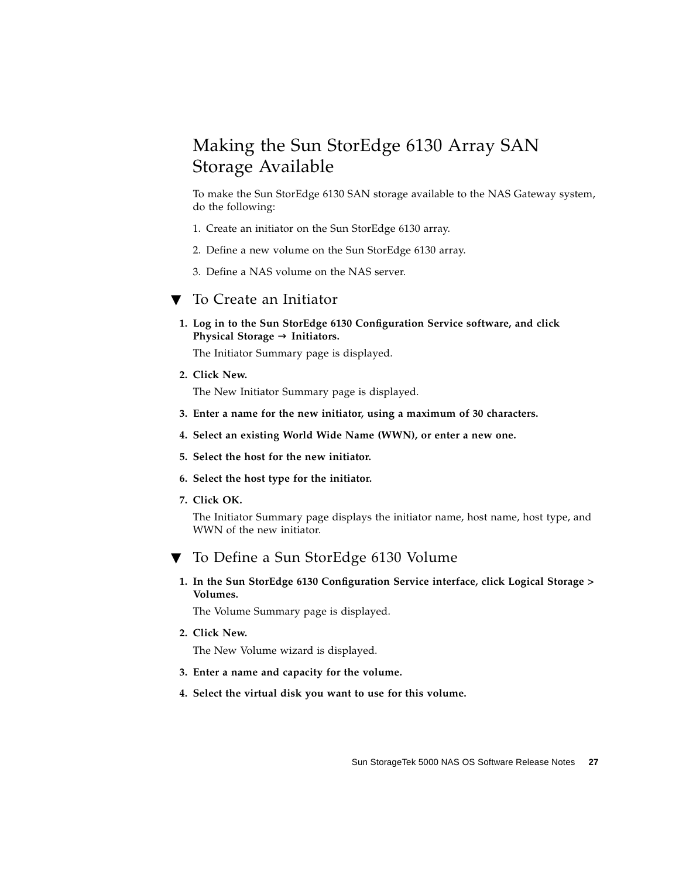# Making the Sun StorEdge 6130 Array SAN Storage Available

To make the Sun StorEdge 6130 SAN storage available to the NAS Gateway system, do the following:

1. Create an initiator on the Sun StorEdge 6130 array.
2. Define a new volume on the Sun StorEdge 6130 array.
3. Define a NAS volume on the NAS server.

## ▼ To Create an Initiator

1. **Log in to the Sun StorEdge 6130 Configuration Service software, and click Physical Storage → Initiators.**

   The Initiator Summary page is displayed.

2. **Click New.**

   The New Initiator Summary page is displayed.

3. **Enter a name for the new initiator, using a maximum of 30 characters.**
4. **Select an existing World Wide Name (WWN), or enter a new one.**
5. **Select the host for the new initiator.**
6. **Select the host type for the initiator.**
7. **Click OK.**

   The Initiator Summary page displays the initiator name, host name, host type, and WWN of the new initiator.

## ▼ To Define a Sun StorEdge 6130 Volume

1. **In the Sun StorEdge 6130 Configuration Service interface, click Logical Storage > Volumes.**

   The Volume Summary page is displayed.

2. **Click New.**

   The New Volume wizard is displayed.

3. **Enter a name and capacity for the volume.**
4. **Select the virtual disk you want to use for this volume.**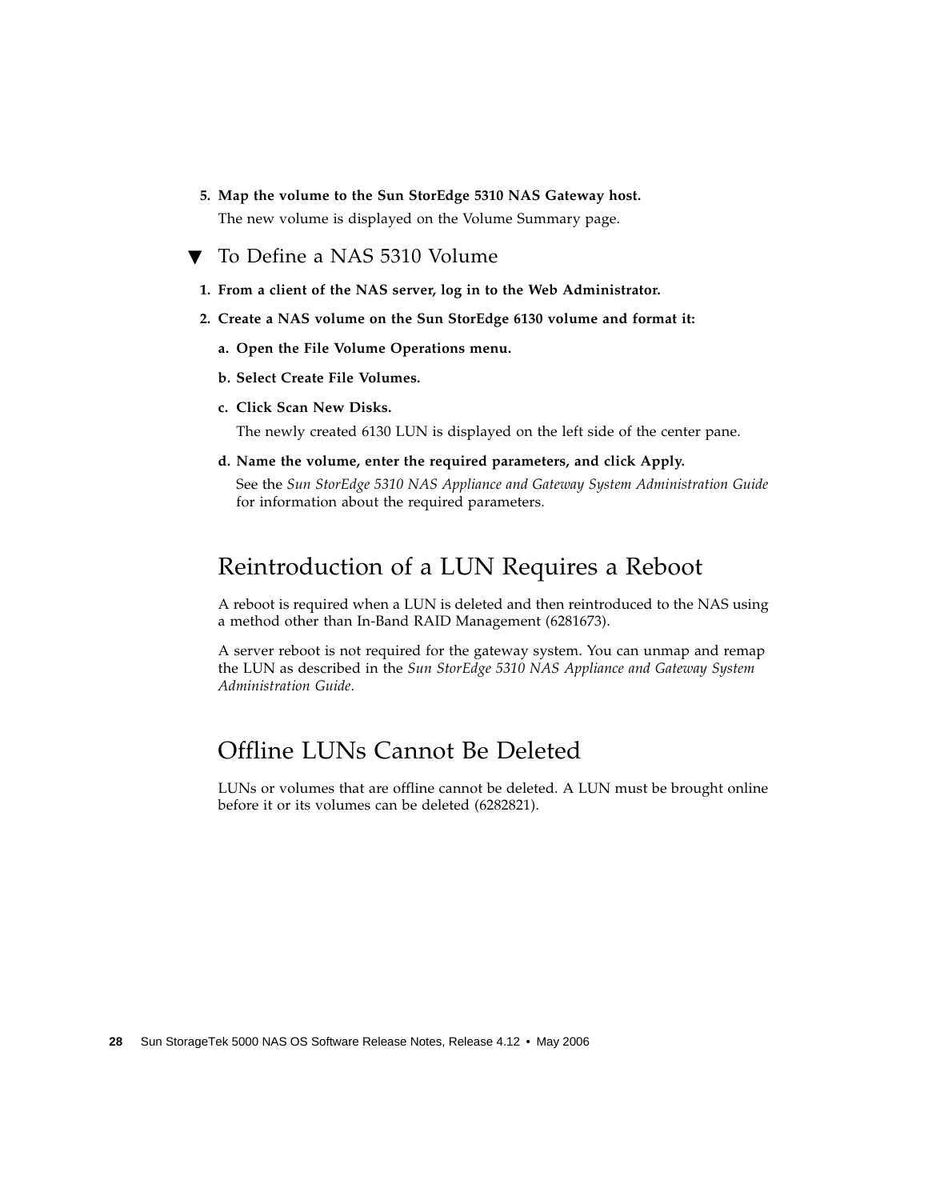5. **Map the volume to the Sun StorEdge 5310 NAS Gateway host.**

   The new volume is displayed on the Volume Summary page.

### ▼ To Define a NAS 5310 Volume

1. **From a client of the NAS server, log in to the Web Administrator.**
2. **Create a NAS volume on the Sun StorEdge 6130 volume and format it:**

   a. **Open the File Volume Operations menu.**

   b. **Select Create File Volumes.**

   c. **Click Scan New Disks.**

      The newly created 6130 LUN is displayed on the left side of the center pane.

   d. **Name the volume, enter the required parameters, and click Apply.**

      See the *Sun StorEdge 5310 NAS Appliance and Gateway System Administration Guide* for information about the required parameters.

## Reintroduction of a LUN Requires a Reboot

A reboot is required when a LUN is deleted and then reintroduced to the NAS using a method other than In-Band RAID Management (6281673).

A server reboot is not required for the gateway system. You can unmap and remap the LUN as described in the *Sun StorEdge 5310 NAS Appliance and Gateway System Administration Guide*.

## Offline LUNs Cannot Be Deleted

LUNs or volumes that are offline cannot be deleted. A LUN must be brought online before it or its volumes can be deleted (6282821).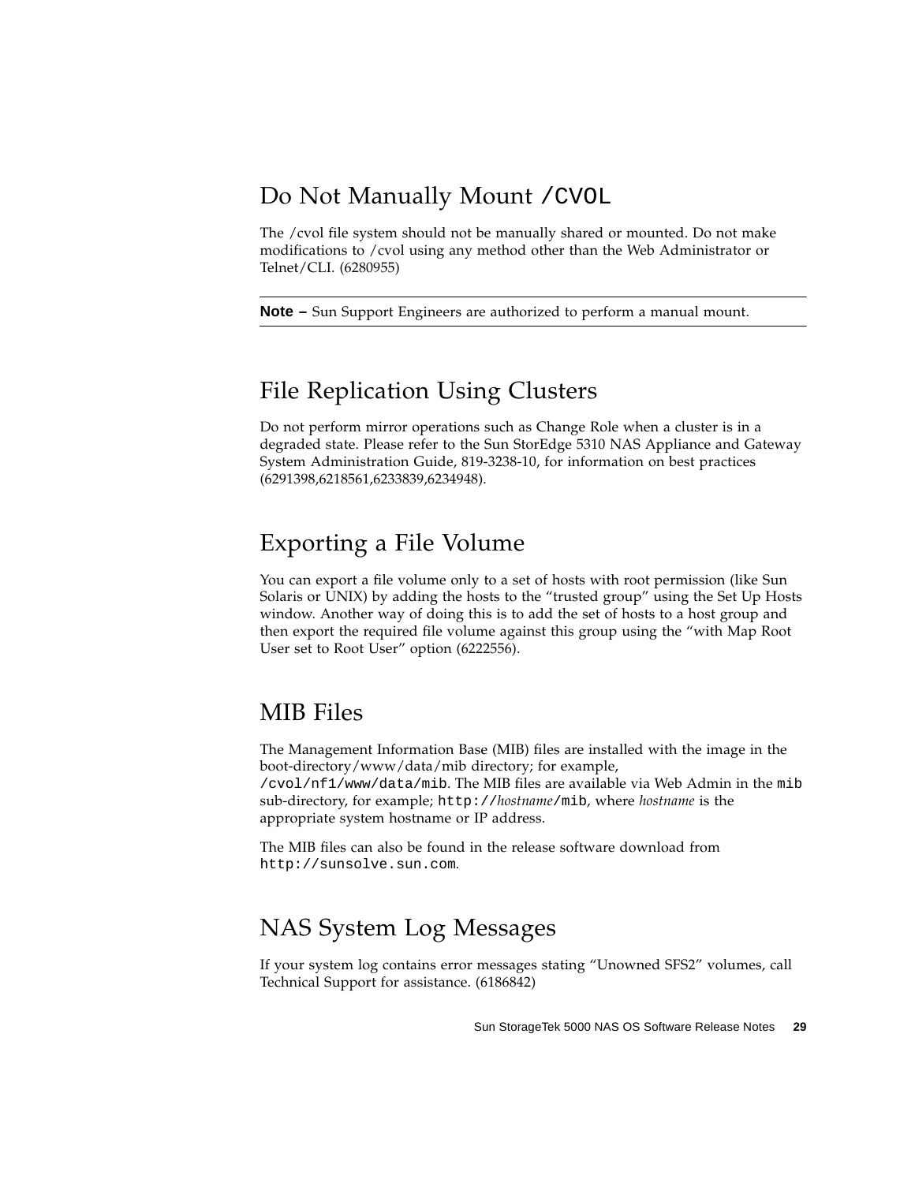## Do Not Manually Mount `/CVOL`

The /cvol file system should not be manually shared or mounted. Do not make modifications to /cvol using any method other than the Web Administrator or Telnet/CLI. (6280955)

---

**Note –** Sun Support Engineers are authorized to perform a manual mount.

---

## File Replication Using Clusters

Do not perform mirror operations such as Change Role when a cluster is in a degraded state. Please refer to the Sun StorEdge 5310 NAS Appliance and Gateway System Administration Guide, 819-3238-10, for information on best practices (6291398,6218561,6233839,6234948).

## Exporting a File Volume

You can export a file volume only to a set of hosts with root permission (like Sun Solaris or UNIX) by adding the hosts to the "trusted group" using the Set Up Hosts window. Another way of doing this is to add the set of hosts to a host group and then export the required file volume against this group using the "with Map Root User set to Root User" option (6222556).

## MIB Files

The Management Information Base (MIB) files are installed with the image in the boot-directory/www/data/mib directory; for example, `/cvol/nf1/www/data/mib`. The MIB files are available via Web Admin in the `mib` sub-directory, for example; `http://`*hostname*`/mib`, where *hostname* is the appropriate system hostname or IP address.

The MIB files can also be found in the release software download from `http://sunsolve.sun.com`.

## NAS System Log Messages

If your system log contains error messages stating "Unowned SFS2" volumes, call Technical Support for assistance. (6186842)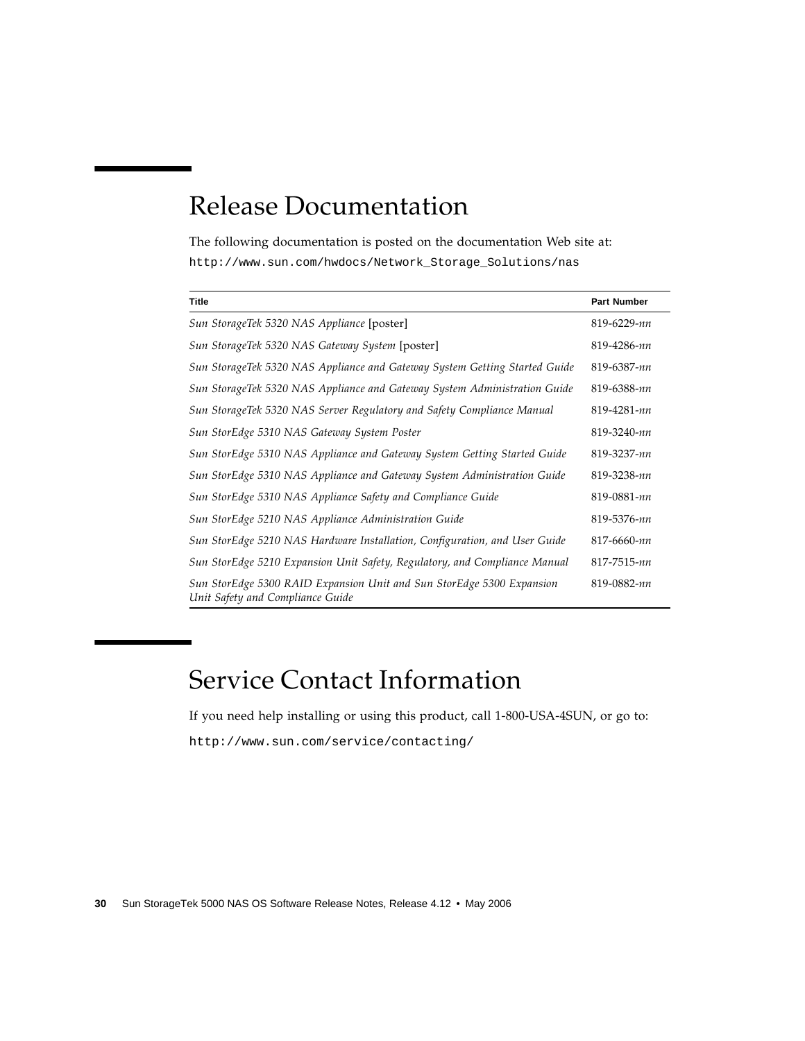# Release Documentation

The following documentation is posted on the documentation Web site at:

`http://www.sun.com/hwdocs/Network_Storage_Solutions/nas`

| Title | Part Number |
|---|---|
| *Sun StorageTek 5320 NAS Appliance* [poster] | 819-6229-*nn* |
| *Sun StorageTek 5320 NAS Gateway System* [poster] | 819-4286-*nn* |
| *Sun StorageTek 5320 NAS Appliance and Gateway System Getting Started Guide* | 819-6387-*nn* |
| *Sun StorageTek 5320 NAS Appliance and Gateway System Administration Guide* | 819-6388-*nn* |
| *Sun StorageTek 5320 NAS Server Regulatory and Safety Compliance Manual* | 819-4281-*nn* |
| *Sun StorEdge 5310 NAS Gateway System Poster* | 819-3240-*nn* |
| *Sun StorEdge 5310 NAS Appliance and Gateway System Getting Started Guide* | 819-3237-*nn* |
| *Sun StorEdge 5310 NAS Appliance and Gateway System Administration Guide* | 819-3238-*nn* |
| *Sun StorEdge 5310 NAS Appliance Safety and Compliance Guide* | 819-0881-*nn* |
| *Sun StorEdge 5210 NAS Appliance Administration Guide* | 819-5376-*nn* |
| *Sun StorEdge 5210 NAS Hardware Installation, Configuration, and User Guide* | 817-6660-*nn* |
| *Sun StorEdge 5210 Expansion Unit Safety, Regulatory, and Compliance Manual* | 817-7515-*nn* |
| *Sun StorEdge 5300 RAID Expansion Unit and Sun StorEdge 5300 Expansion Unit Safety and Compliance Guide* | 819-0882-*nn* |

# Service Contact Information

If you need help installing or using this product, call 1-800-USA-4SUN, or go to:

`http://www.sun.com/service/contacting/`